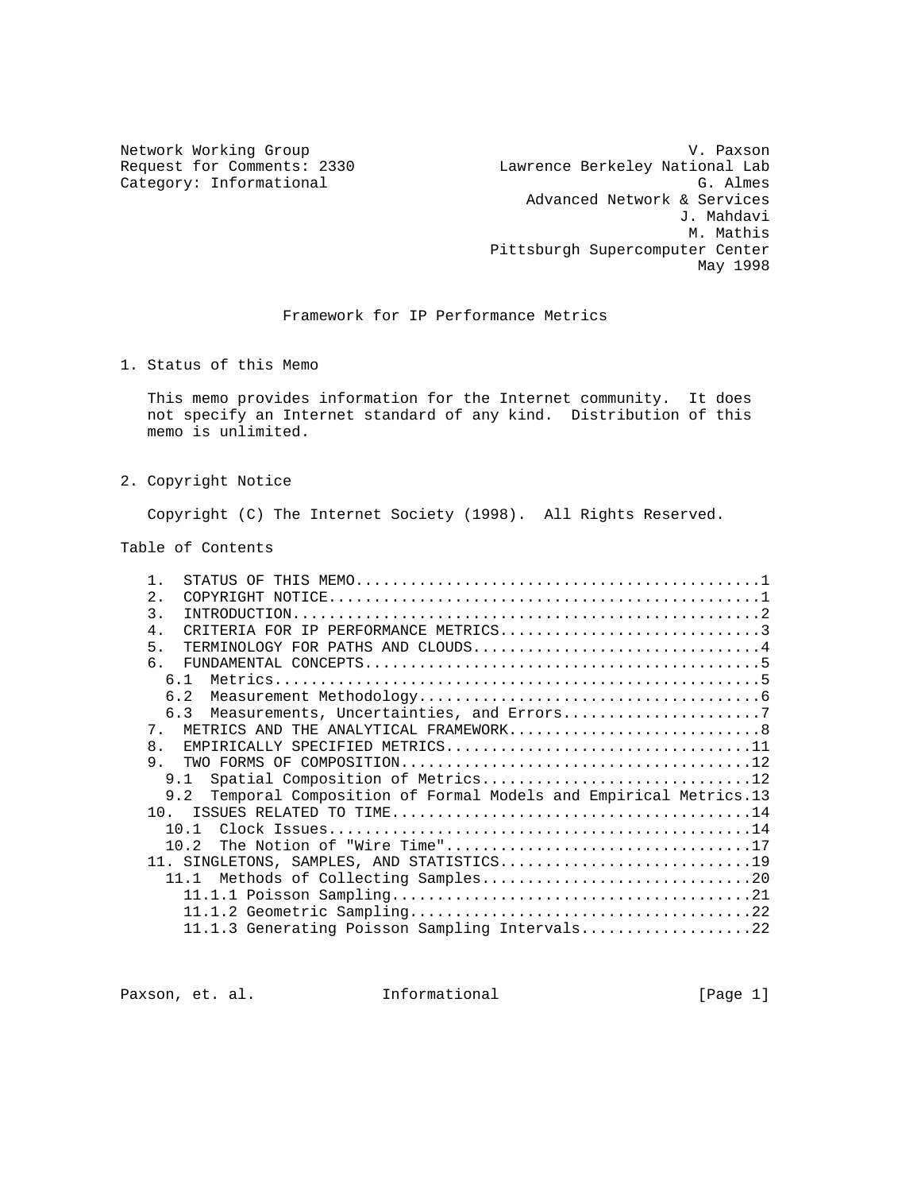Network Working Group — V. Paxson
Request for Comments: 2330 — Lawrence Berkeley National Lab
Category: Informational — G. Almes
Advanced Network & Services
J. Mahdavi
M. Mathis
Pittsburgh Supercomputer Center
May 1998

# Framework for IP Performance Metrics

## 1. Status of this Memo

This memo provides information for the Internet community. It does not specify an Internet standard of any kind. Distribution of this memo is unlimited.

## 2. Copyright Notice

Copyright (C) The Internet Society (1998). All Rights Reserved.

## Table of Contents

```
1.  STATUS OF THIS MEMO.............................................1
2.  COPYRIGHT NOTICE................................................1
3.  INTRODUCTION....................................................2
4.  CRITERIA FOR IP PERFORMANCE METRICS.............................3
5.  TERMINOLOGY FOR PATHS AND CLOUDS................................4
6.  FUNDAMENTAL CONCEPTS............................................5
  6.1  Metrics......................................................5
  6.2  Measurement Methodology......................................6
  6.3  Measurements, Uncertainties, and Errors......................7
7.  METRICS AND THE ANALYTICAL FRAMEWORK............................8
8.  EMPIRICALLY SPECIFIED METRICS..................................11
9.  TWO FORMS OF COMPOSITION.......................................12
  9.1  Spatial Composition of Metrics..............................12
  9.2  Temporal Composition of Formal Models and Empirical Metrics.13
10.  ISSUES RELATED TO TIME........................................14
  10.1  Clock Issues...............................................14
  10.2  The Notion of "Wire Time"..................................17
11. SINGLETONS, SAMPLES, AND STATISTICS............................19
  11.1  Methods of Collecting Samples..............................20
    11.1.1 Poisson Sampling........................................21
    11.1.2 Geometric Sampling......................................22
    11.1.3 Generating Poisson Sampling Intervals...................22
```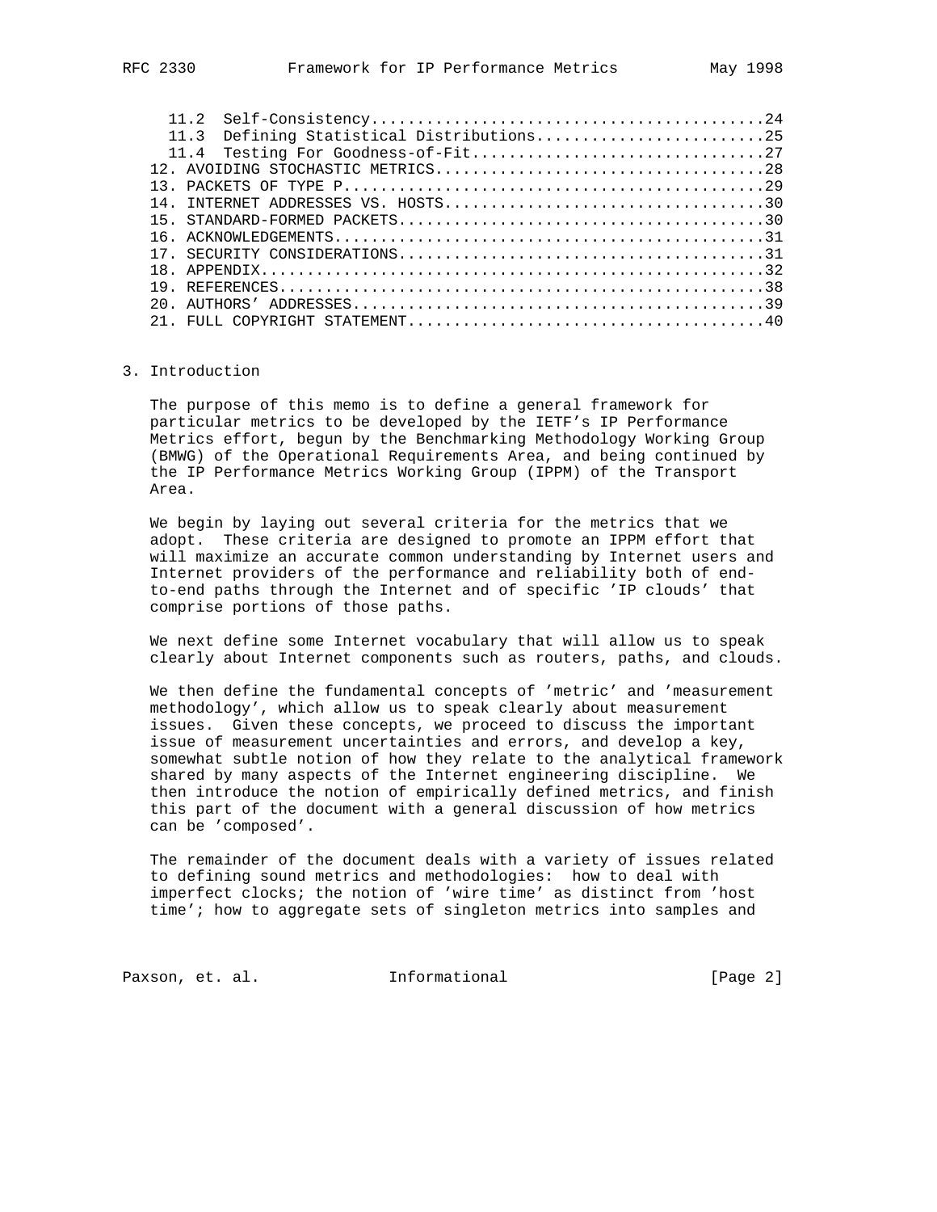11.2 Self-Consistency..........................................24
11.3 Defining Statistical Distributions.........................25
11.4 Testing For Goodness-of-Fit...............................27
12. AVOIDING STOCHASTIC METRICS...................................28
13. PACKETS OF TYPE P.............................................29
14. INTERNET ADDRESSES VS. HOSTS..................................30
15. STANDARD-FORMED PACKETS.......................................30
16. ACKNOWLEDGEMENTS..............................................31
17. SECURITY CONSIDERATIONS.......................................31
18. APPENDIX......................................................32
19. REFERENCES....................................................38
20. AUTHORS' ADDRESSES............................................39
21. FULL COPYRIGHT STATEMENT......................................40

# 3. Introduction

The purpose of this memo is to define a general framework for particular metrics to be developed by the IETF's IP Performance Metrics effort, begun by the Benchmarking Methodology Working Group (BMWG) of the Operational Requirements Area, and being continued by the IP Performance Metrics Working Group (IPPM) of the Transport Area.

We begin by laying out several criteria for the metrics that we adopt. These criteria are designed to promote an IPPM effort that will maximize an accurate common understanding by Internet users and Internet providers of the performance and reliability both of end-to-end paths through the Internet and of specific 'IP clouds' that comprise portions of those paths.

We next define some Internet vocabulary that will allow us to speak clearly about Internet components such as routers, paths, and clouds.

We then define the fundamental concepts of 'metric' and 'measurement methodology', which allow us to speak clearly about measurement issues. Given these concepts, we proceed to discuss the important issue of measurement uncertainties and errors, and develop a key, somewhat subtle notion of how they relate to the analytical framework shared by many aspects of the Internet engineering discipline. We then introduce the notion of empirically defined metrics, and finish this part of the document with a general discussion of how metrics can be 'composed'.

The remainder of the document deals with a variety of issues related to defining sound metrics and methodologies: how to deal with imperfect clocks; the notion of 'wire time' as distinct from 'host time'; how to aggregate sets of singleton metrics into samples and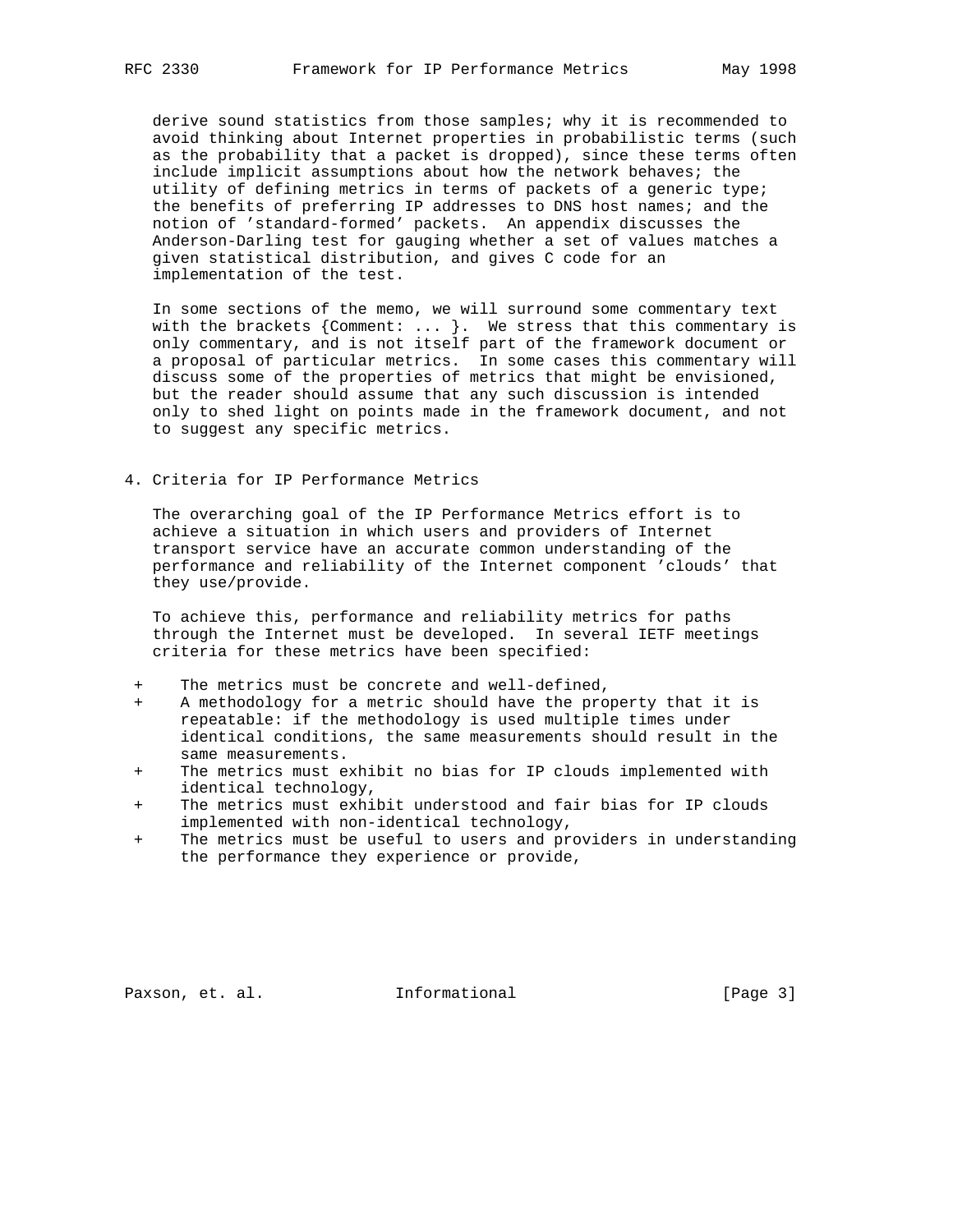derive sound statistics from those samples; why it is recommended to avoid thinking about Internet properties in probabilistic terms (such as the probability that a packet is dropped), since these terms often include implicit assumptions about how the network behaves; the utility of defining metrics in terms of packets of a generic type; the benefits of preferring IP addresses to DNS host names; and the notion of 'standard-formed' packets. An appendix discusses the Anderson-Darling test for gauging whether a set of values matches a given statistical distribution, and gives C code for an implementation of the test.

In some sections of the memo, we will surround some commentary text with the brackets {Comment: ... }. We stress that this commentary is only commentary, and is not itself part of the framework document or a proposal of particular metrics. In some cases this commentary will discuss some of the properties of metrics that might be envisioned, but the reader should assume that any such discussion is intended only to shed light on points made in the framework document, and not to suggest any specific metrics.

## 4. Criteria for IP Performance Metrics

The overarching goal of the IP Performance Metrics effort is to achieve a situation in which users and providers of Internet transport service have an accurate common understanding of the performance and reliability of the Internet component 'clouds' that they use/provide.

To achieve this, performance and reliability metrics for paths through the Internet must be developed. In several IETF meetings criteria for these metrics have been specified:

+ The metrics must be concrete and well-defined,
+ A methodology for a metric should have the property that it is repeatable: if the methodology is used multiple times under identical conditions, the same measurements should result in the same measurements.
+ The metrics must exhibit no bias for IP clouds implemented with identical technology,
+ The metrics must exhibit understood and fair bias for IP clouds implemented with non-identical technology,
+ The metrics must be useful to users and providers in understanding the performance they experience or provide,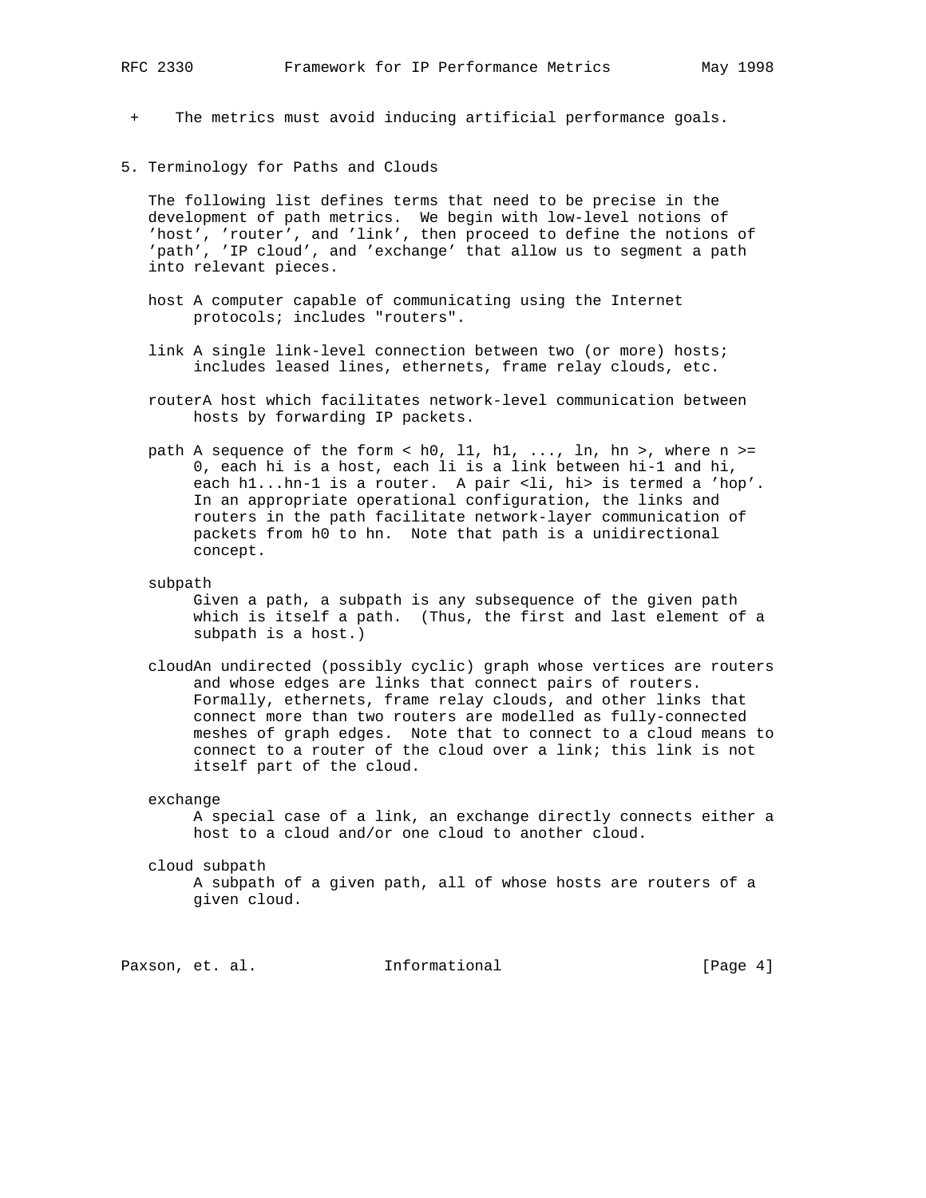+ The metrics must avoid inducing artificial performance goals.

## 5. Terminology for Paths and Clouds

The following list defines terms that need to be precise in the development of path metrics. We begin with low-level notions of 'host', 'router', and 'link', then proceed to define the notions of 'path', 'IP cloud', and 'exchange' that allow us to segment a path into relevant pieces.

**host** A computer capable of communicating using the Internet protocols; includes "routers".

**link** A single link-level connection between two (or more) hosts; includes leased lines, ethernets, frame relay clouds, etc.

**router** A host which facilitates network-level communication between hosts by forwarding IP packets.

**path** A sequence of the form $< h_0, l_1, h_1, ..., l_n, h_n >$, where $n \geq 0$, each $h_i$ is a host, each $l_i$ is a link between $h_{i-1}$ and $h_i$, each $h_1 ... h_{n-1}$ is a router. A pair $<l_i, h_i>$ is termed a 'hop'. In an appropriate operational configuration, the links and routers in the path facilitate network-layer communication of packets from $h_0$ to $h_n$. Note that path is a unidirectional concept.

**subpath**
Given a path, a subpath is any subsequence of the given path which is itself a path. (Thus, the first and last element of a subpath is a host.)

**cloud** An undirected (possibly cyclic) graph whose vertices are routers and whose edges are links that connect pairs of routers. Formally, ethernets, frame relay clouds, and other links that connect more than two routers are modelled as fully-connected meshes of graph edges. Note that to connect to a cloud means to connect to a router of the cloud over a link; this link is not itself part of the cloud.

**exchange**
A special case of a link, an exchange directly connects either a host to a cloud and/or one cloud to another cloud.

**cloud subpath**
A subpath of a given path, all of whose hosts are routers of a given cloud.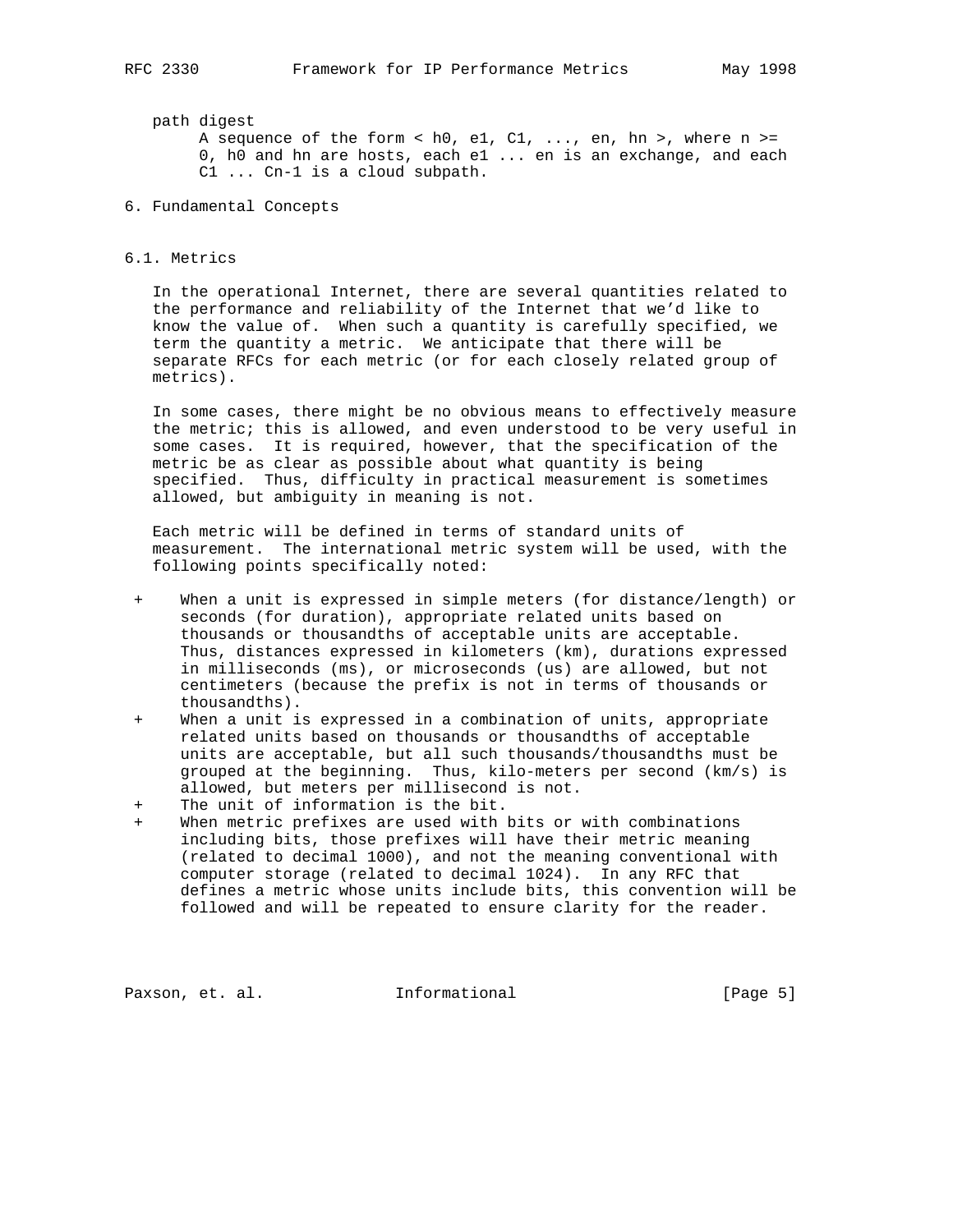path digest
: A sequence of the form < $h_0$, $e_1$, $C_1$, ..., $e_n$, $h_n$ >, where $n >= 0$, $h_0$ and $h_n$ are hosts, each $e_1$ ... $e_n$ is an exchange, and each $C_1$ ... $C_{n-1}$ is a cloud subpath.

# 6. Fundamental Concepts

## 6.1. Metrics

In the operational Internet, there are several quantities related to the performance and reliability of the Internet that we'd like to know the value of. When such a quantity is carefully specified, we term the quantity a metric. We anticipate that there will be separate RFCs for each metric (or for each closely related group of metrics).

In some cases, there might be no obvious means to effectively measure the metric; this is allowed, and even understood to be very useful in some cases. It is required, however, that the specification of the metric be as clear as possible about what quantity is being specified. Thus, difficulty in practical measurement is sometimes allowed, but ambiguity in meaning is not.

Each metric will be defined in terms of standard units of measurement. The international metric system will be used, with the following points specifically noted:

+ When a unit is expressed in simple meters (for distance/length) or seconds (for duration), appropriate related units based on thousands or thousandths of acceptable units are acceptable. Thus, distances expressed in kilometers (km), durations expressed in milliseconds (ms), or microseconds (us) are allowed, but not centimeters (because the prefix is not in terms of thousands or thousandths).
+ When a unit is expressed in a combination of units, appropriate related units based on thousands or thousandths of acceptable units are acceptable, but all such thousands/thousandths must be grouped at the beginning. Thus, kilo-meters per second (km/s) is allowed, but meters per millisecond is not.
+ The unit of information is the bit.
+ When metric prefixes are used with bits or with combinations including bits, those prefixes will have their metric meaning (related to decimal 1000), and not the meaning conventional with computer storage (related to decimal 1024). In any RFC that defines a metric whose units include bits, this convention will be followed and will be repeated to ensure clarity for the reader.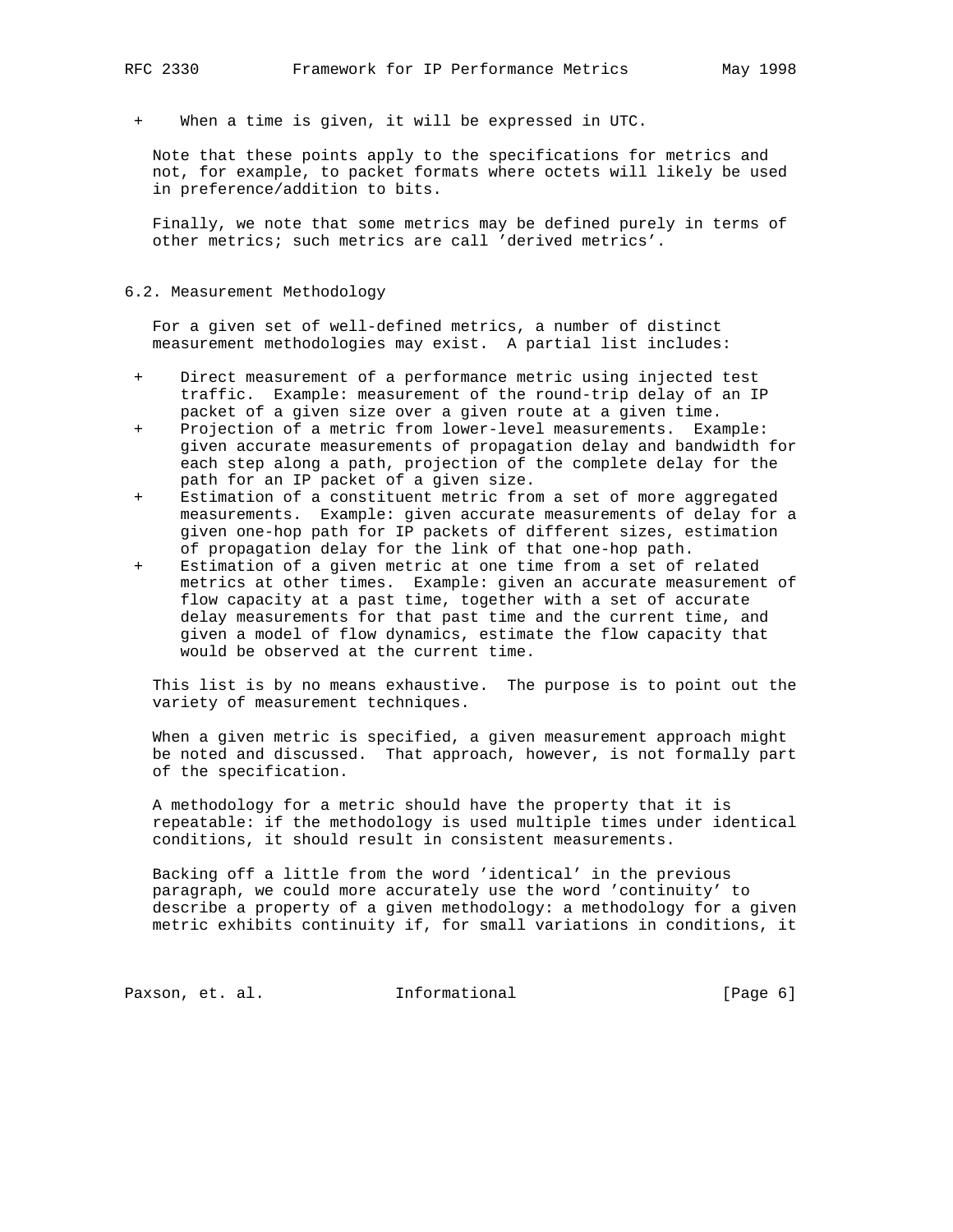+ When a time is given, it will be expressed in UTC.

Note that these points apply to the specifications for metrics and not, for example, to packet formats where octets will likely be used in preference/addition to bits.

Finally, we note that some metrics may be defined purely in terms of other metrics; such metrics are call 'derived metrics'.

## 6.2. Measurement Methodology

For a given set of well-defined metrics, a number of distinct measurement methodologies may exist. A partial list includes:

+ Direct measurement of a performance metric using injected test traffic. Example: measurement of the round-trip delay of an IP packet of a given size over a given route at a given time.
+ Projection of a metric from lower-level measurements. Example: given accurate measurements of propagation delay and bandwidth for each step along a path, projection of the complete delay for the path for an IP packet of a given size.
+ Estimation of a constituent metric from a set of more aggregated measurements. Example: given accurate measurements of delay for a given one-hop path for IP packets of different sizes, estimation of propagation delay for the link of that one-hop path.
+ Estimation of a given metric at one time from a set of related metrics at other times. Example: given an accurate measurement of flow capacity at a past time, together with a set of accurate delay measurements for that past time and the current time, and given a model of flow dynamics, estimate the flow capacity that would be observed at the current time.

This list is by no means exhaustive. The purpose is to point out the variety of measurement techniques.

When a given metric is specified, a given measurement approach might be noted and discussed. That approach, however, is not formally part of the specification.

A methodology for a metric should have the property that it is repeatable: if the methodology is used multiple times under identical conditions, it should result in consistent measurements.

Backing off a little from the word 'identical' in the previous paragraph, we could more accurately use the word 'continuity' to describe a property of a given methodology: a methodology for a given metric exhibits continuity if, for small variations in conditions, it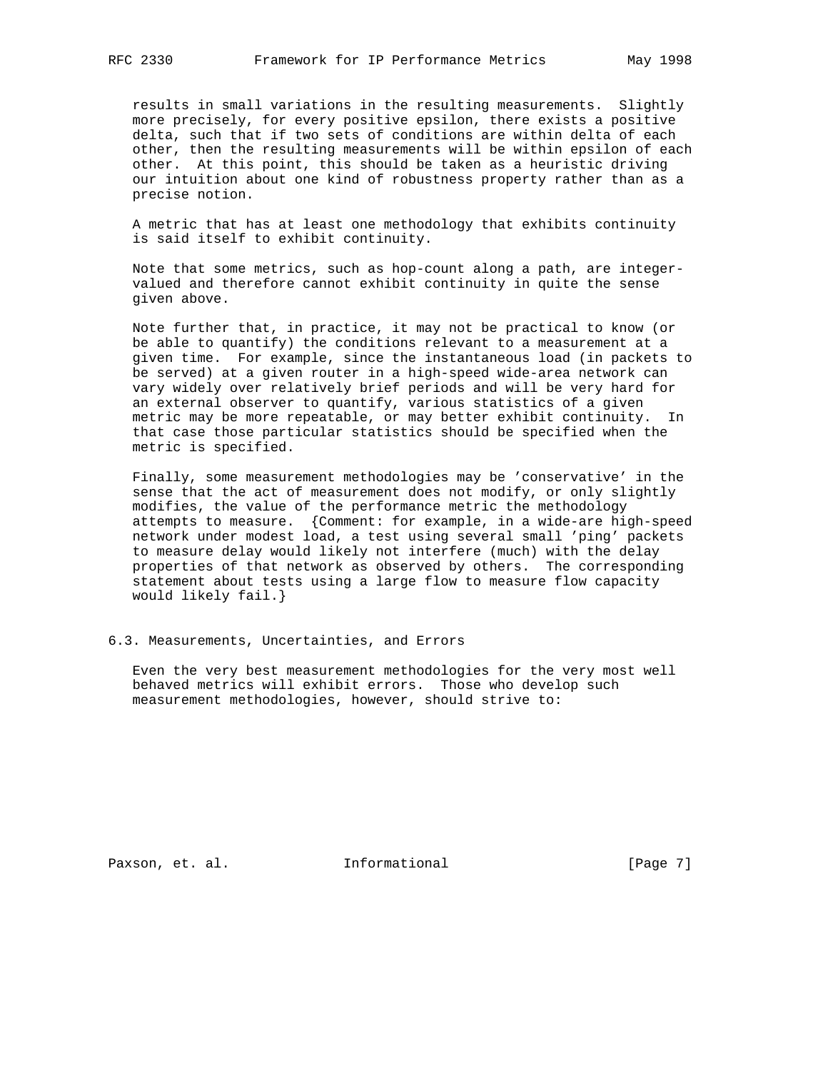results in small variations in the resulting measurements. Slightly more precisely, for every positive epsilon, there exists a positive delta, such that if two sets of conditions are within delta of each other, then the resulting measurements will be within epsilon of each other. At this point, this should be taken as a heuristic driving our intuition about one kind of robustness property rather than as a precise notion.

A metric that has at least one methodology that exhibits continuity is said itself to exhibit continuity.

Note that some metrics, such as hop-count along a path, are integer-valued and therefore cannot exhibit continuity in quite the sense given above.

Note further that, in practice, it may not be practical to know (or be able to quantify) the conditions relevant to a measurement at a given time. For example, since the instantaneous load (in packets to be served) at a given router in a high-speed wide-area network can vary widely over relatively brief periods and will be very hard for an external observer to quantify, various statistics of a given metric may be more repeatable, or may better exhibit continuity. In that case those particular statistics should be specified when the metric is specified.

Finally, some measurement methodologies may be 'conservative' in the sense that the act of measurement does not modify, or only slightly modifies, the value of the performance metric the methodology attempts to measure. {Comment: for example, in a wide-are high-speed network under modest load, a test using several small 'ping' packets to measure delay would likely not interfere (much) with the delay properties of that network as observed by others. The corresponding statement about tests using a large flow to measure flow capacity would likely fail.}

## 6.3. Measurements, Uncertainties, and Errors

Even the very best measurement methodologies for the very most well behaved metrics will exhibit errors. Those who develop such measurement methodologies, however, should strive to: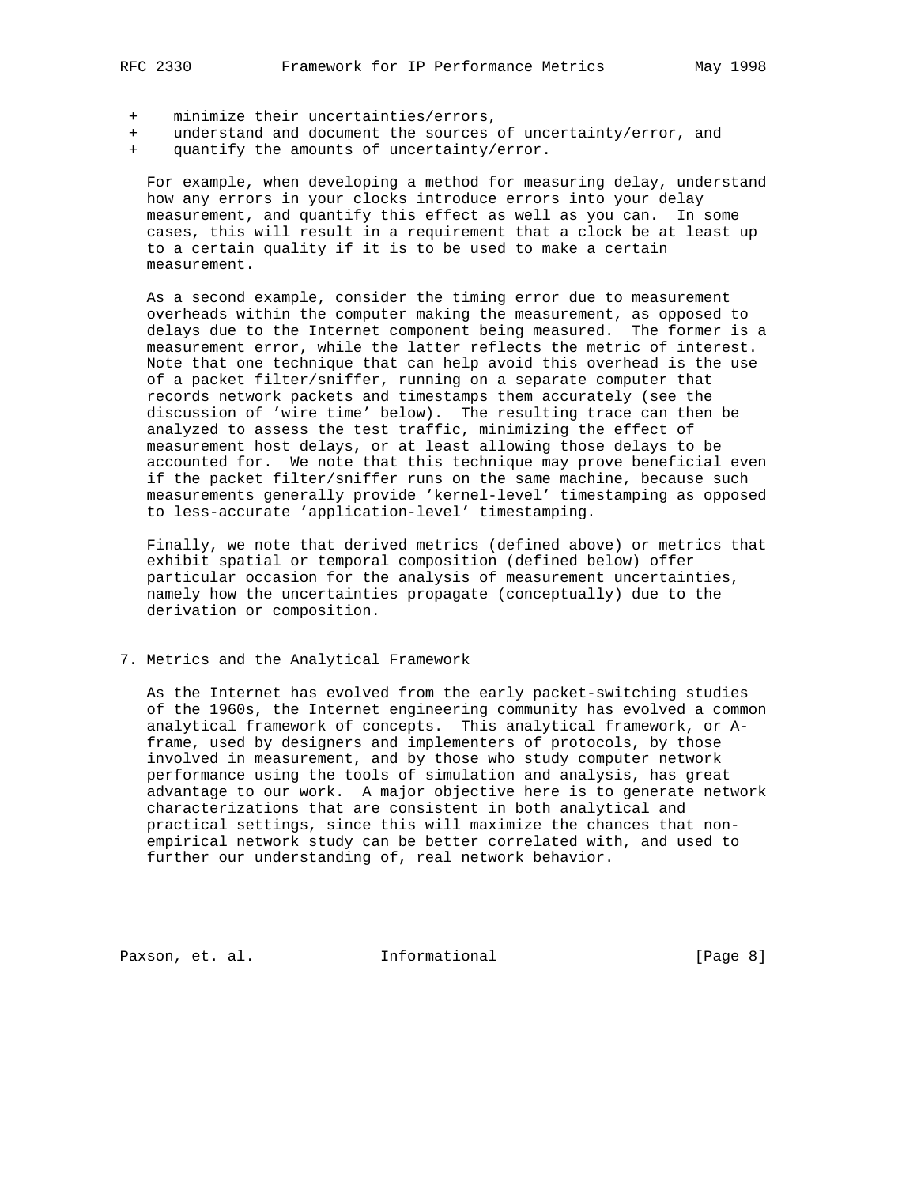+ minimize their uncertainties/errors,
+ understand and document the sources of uncertainty/error, and
+ quantify the amounts of uncertainty/error.

For example, when developing a method for measuring delay, understand how any errors in your clocks introduce errors into your delay measurement, and quantify this effect as well as you can. In some cases, this will result in a requirement that a clock be at least up to a certain quality if it is to be used to make a certain measurement.

As a second example, consider the timing error due to measurement overheads within the computer making the measurement, as opposed to delays due to the Internet component being measured. The former is a measurement error, while the latter reflects the metric of interest. Note that one technique that can help avoid this overhead is the use of a packet filter/sniffer, running on a separate computer that records network packets and timestamps them accurately (see the discussion of 'wire time' below). The resulting trace can then be analyzed to assess the test traffic, minimizing the effect of measurement host delays, or at least allowing those delays to be accounted for. We note that this technique may prove beneficial even if the packet filter/sniffer runs on the same machine, because such measurements generally provide 'kernel-level' timestamping as opposed to less-accurate 'application-level' timestamping.

Finally, we note that derived metrics (defined above) or metrics that exhibit spatial or temporal composition (defined below) offer particular occasion for the analysis of measurement uncertainties, namely how the uncertainties propagate (conceptually) due to the derivation or composition.

## 7. Metrics and the Analytical Framework

As the Internet has evolved from the early packet-switching studies of the 1960s, the Internet engineering community has evolved a common analytical framework of concepts. This analytical framework, or A-frame, used by designers and implementers of protocols, by those involved in measurement, and by those who study computer network performance using the tools of simulation and analysis, has great advantage to our work. A major objective here is to generate network characterizations that are consistent in both analytical and practical settings, since this will maximize the chances that non-empirical network study can be better correlated with, and used to further our understanding of, real network behavior.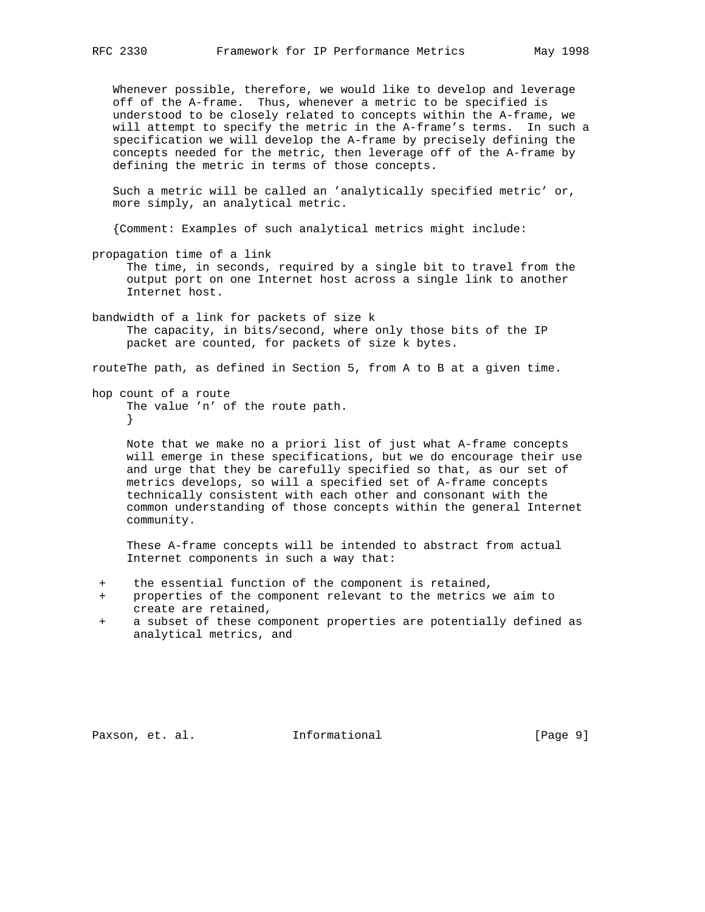Whenever possible, therefore, we would like to develop and leverage off of the A-frame. Thus, whenever a metric to be specified is understood to be closely related to concepts within the A-frame, we will attempt to specify the metric in the A-frame's terms. In such a specification we will develop the A-frame by precisely defining the concepts needed for the metric, then leverage off of the A-frame by defining the metric in terms of those concepts.

Such a metric will be called an 'analytically specified metric' or, more simply, an analytical metric.

{Comment: Examples of such analytical metrics might include:

propagation time of a link
: The time, in seconds, required by a single bit to travel from the output port on one Internet host across a single link to another Internet host.

bandwidth of a link for packets of size k
: The capacity, in bits/second, where only those bits of the IP packet are counted, for packets of size k bytes.

routeThe path, as defined in Section 5, from A to B at a given time.

hop count of a route
: The value 'n' of the route path.
}

Note that we make no a priori list of just what A-frame concepts will emerge in these specifications, but we do encourage their use and urge that they be carefully specified so that, as our set of metrics develops, so will a specified set of A-frame concepts technically consistent with each other and consonant with the common understanding of those concepts within the general Internet community.

These A-frame concepts will be intended to abstract from actual Internet components in such a way that:

+ the essential function of the component is retained,
+ properties of the component relevant to the metrics we aim to create are retained,
+ a subset of these component properties are potentially defined as analytical metrics, and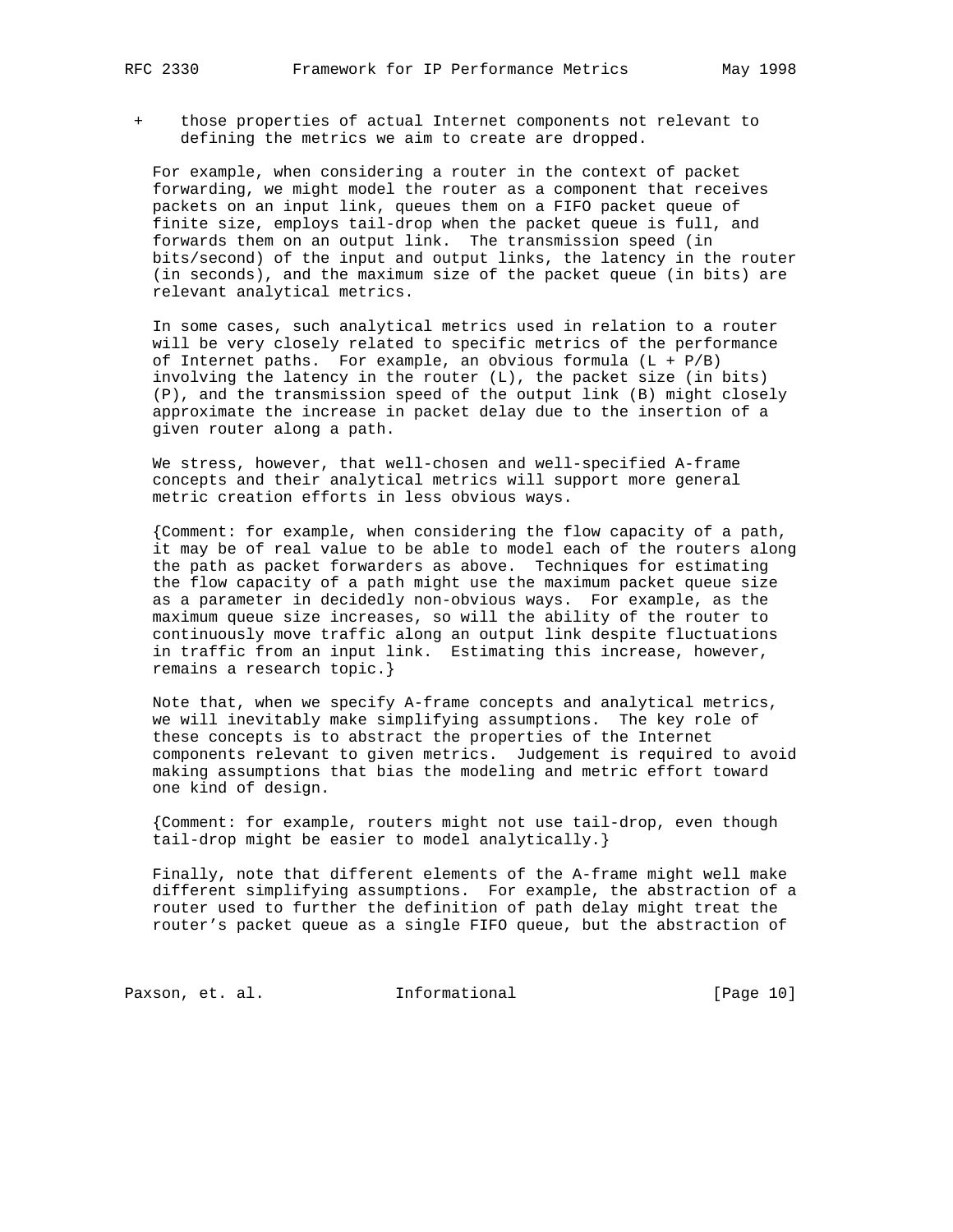+ those properties of actual Internet components not relevant to defining the metrics we aim to create are dropped.

For example, when considering a router in the context of packet forwarding, we might model the router as a component that receives packets on an input link, queues them on a FIFO packet queue of finite size, employs tail-drop when the packet queue is full, and forwards them on an output link. The transmission speed (in bits/second) of the input and output links, the latency in the router (in seconds), and the maximum size of the packet queue (in bits) are relevant analytical metrics.

In some cases, such analytical metrics used in relation to a router will be very closely related to specific metrics of the performance of Internet paths. For example, an obvious formula $(L + P/B)$ involving the latency in the router ($L$), the packet size (in bits) ($P$), and the transmission speed of the output link ($B$) might closely approximate the increase in packet delay due to the insertion of a given router along a path.

We stress, however, that well-chosen and well-specified A-frame concepts and their analytical metrics will support more general metric creation efforts in less obvious ways.

{Comment: for example, when considering the flow capacity of a path, it may be of real value to be able to model each of the routers along the path as packet forwarders as above. Techniques for estimating the flow capacity of a path might use the maximum packet queue size as a parameter in decidedly non-obvious ways. For example, as the maximum queue size increases, so will the ability of the router to continuously move traffic along an output link despite fluctuations in traffic from an input link. Estimating this increase, however, remains a research topic.}

Note that, when we specify A-frame concepts and analytical metrics, we will inevitably make simplifying assumptions. The key role of these concepts is to abstract the properties of the Internet components relevant to given metrics. Judgement is required to avoid making assumptions that bias the modeling and metric effort toward one kind of design.

{Comment: for example, routers might not use tail-drop, even though tail-drop might be easier to model analytically.}

Finally, note that different elements of the A-frame might well make different simplifying assumptions. For example, the abstraction of a router used to further the definition of path delay might treat the router's packet queue as a single FIFO queue, but the abstraction of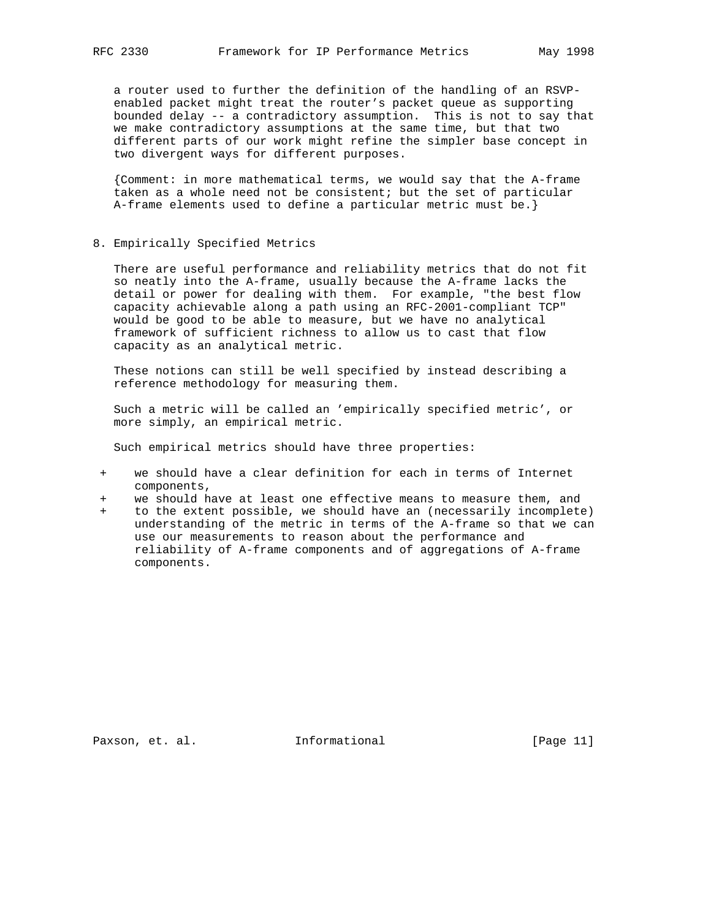a router used to further the definition of the handling of an RSVP-enabled packet might treat the router's packet queue as supporting bounded delay -- a contradictory assumption. This is not to say that we make contradictory assumptions at the same time, but that two different parts of our work might refine the simpler base concept in two divergent ways for different purposes.

{Comment: in more mathematical terms, we would say that the A-frame taken as a whole need not be consistent; but the set of particular A-frame elements used to define a particular metric must be.}

## 8. Empirically Specified Metrics

There are useful performance and reliability metrics that do not fit so neatly into the A-frame, usually because the A-frame lacks the detail or power for dealing with them. For example, "the best flow capacity achievable along a path using an RFC-2001-compliant TCP" would be good to be able to measure, but we have no analytical framework of sufficient richness to allow us to cast that flow capacity as an analytical metric.

These notions can still be well specified by instead describing a reference methodology for measuring them.

Such a metric will be called an 'empirically specified metric', or more simply, an empirical metric.

Such empirical metrics should have three properties:

+ we should have a clear definition for each in terms of Internet components,
+ we should have at least one effective means to measure them, and
+ to the extent possible, we should have an (necessarily incomplete) understanding of the metric in terms of the A-frame so that we can use our measurements to reason about the performance and reliability of A-frame components and of aggregations of A-frame components.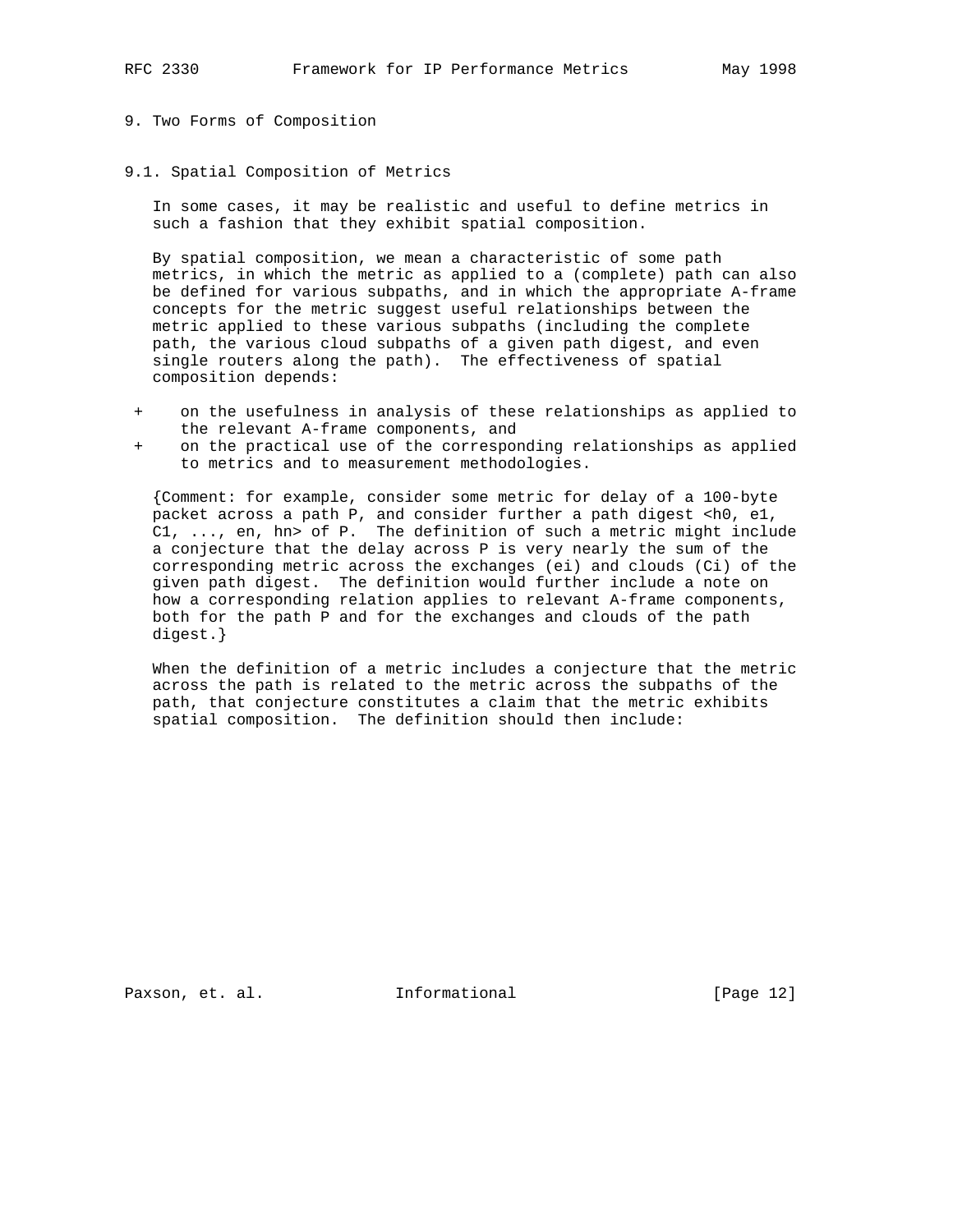# 9. Two Forms of Composition

## 9.1. Spatial Composition of Metrics

In some cases, it may be realistic and useful to define metrics in such a fashion that they exhibit spatial composition.

By spatial composition, we mean a characteristic of some path metrics, in which the metric as applied to a (complete) path can also be defined for various subpaths, and in which the appropriate A-frame concepts for the metric suggest useful relationships between the metric applied to these various subpaths (including the complete path, the various cloud subpaths of a given path digest, and even single routers along the path). The effectiveness of spatial composition depends:

+ on the usefulness in analysis of these relationships as applied to the relevant A-frame components, and
+ on the practical use of the corresponding relationships as applied to metrics and to measurement methodologies.

{Comment: for example, consider some metric for delay of a 100-byte packet across a path P, and consider further a path digest <h0, e1, C1, ..., en, hn> of P. The definition of such a metric might include a conjecture that the delay across P is very nearly the sum of the corresponding metric across the exchanges (ei) and clouds (Ci) of the given path digest. The definition would further include a note on how a corresponding relation applies to relevant A-frame components, both for the path P and for the exchanges and clouds of the path digest.}

When the definition of a metric includes a conjecture that the metric across the path is related to the metric across the subpaths of the path, that conjecture constitutes a claim that the metric exhibits spatial composition. The definition should then include: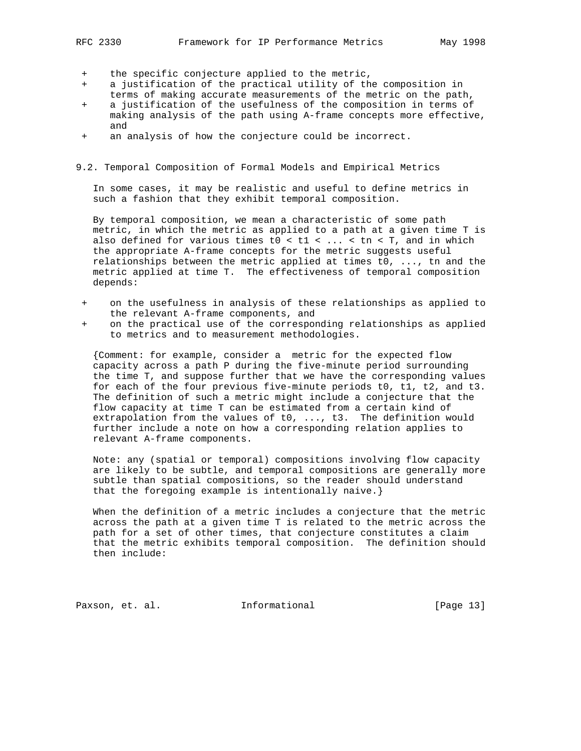- the specific conjecture applied to the metric,
- a justification of the practical utility of the composition in terms of making accurate measurements of the metric on the path,
- a justification of the usefulness of the composition in terms of making analysis of the path using A-frame concepts more effective, and
- an analysis of how the conjecture could be incorrect.

## 9.2. Temporal Composition of Formal Models and Empirical Metrics

In some cases, it may be realistic and useful to define metrics in such a fashion that they exhibit temporal composition.

By temporal composition, we mean a characteristic of some path metric, in which the metric as applied to a path at a given time T is also defined for various times $t0 < t1 < ... < tn < T$, and in which the appropriate A-frame concepts for the metric suggests useful relationships between the metric applied at times t0, ..., tn and the metric applied at time T. The effectiveness of temporal composition depends:

- on the usefulness in analysis of these relationships as applied to the relevant A-frame components, and
- on the practical use of the corresponding relationships as applied to metrics and to measurement methodologies.

{Comment: for example, consider a metric for the expected flow capacity across a path P during the five-minute period surrounding the time T, and suppose further that we have the corresponding values for each of the four previous five-minute periods t0, t1, t2, and t3. The definition of such a metric might include a conjecture that the flow capacity at time T can be estimated from a certain kind of extrapolation from the values of t0, ..., t3. The definition would further include a note on how a corresponding relation applies to relevant A-frame components.

Note: any (spatial or temporal) compositions involving flow capacity are likely to be subtle, and temporal compositions are generally more subtle than spatial compositions, so the reader should understand that the foregoing example is intentionally naive.}

When the definition of a metric includes a conjecture that the metric across the path at a given time T is related to the metric across the path for a set of other times, that conjecture constitutes a claim that the metric exhibits temporal composition. The definition should then include: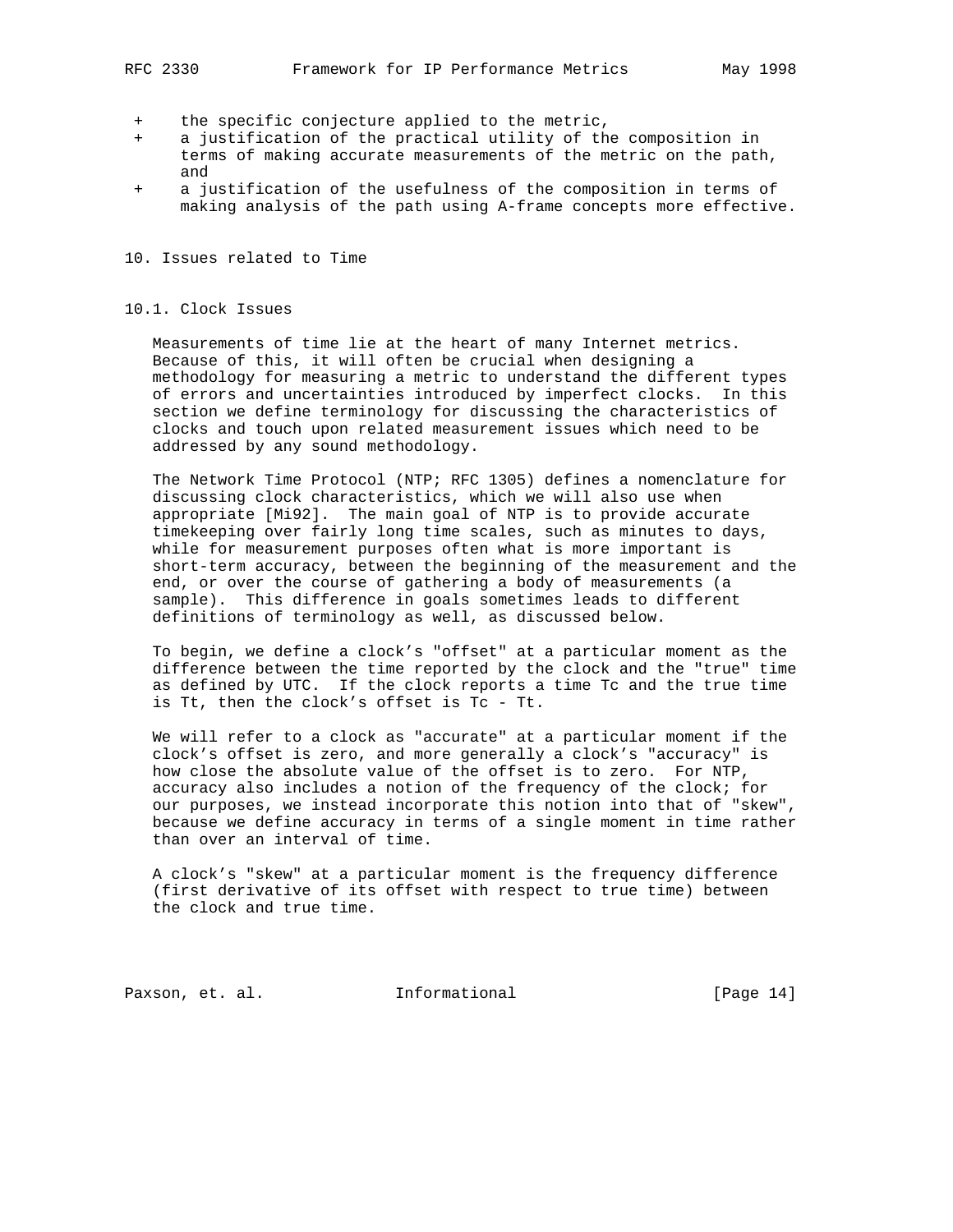+ the specific conjecture applied to the metric,
+ a justification of the practical utility of the composition in terms of making accurate measurements of the metric on the path, and
+ a justification of the usefulness of the composition in terms of making analysis of the path using A-frame concepts more effective.

# 10. Issues related to Time

## 10.1. Clock Issues

Measurements of time lie at the heart of many Internet metrics. Because of this, it will often be crucial when designing a methodology for measuring a metric to understand the different types of errors and uncertainties introduced by imperfect clocks. In this section we define terminology for discussing the characteristics of clocks and touch upon related measurement issues which need to be addressed by any sound methodology.

The Network Time Protocol (NTP; RFC 1305) defines a nomenclature for discussing clock characteristics, which we will also use when appropriate [Mi92]. The main goal of NTP is to provide accurate timekeeping over fairly long time scales, such as minutes to days, while for measurement purposes often what is more important is short-term accuracy, between the beginning of the measurement and the end, or over the course of gathering a body of measurements (a sample). This difference in goals sometimes leads to different definitions of terminology as well, as discussed below.

To begin, we define a clock's "offset" at a particular moment as the difference between the time reported by the clock and the "true" time as defined by UTC. If the clock reports a time Tc and the true time is Tt, then the clock's offset is Tc - Tt.

We will refer to a clock as "accurate" at a particular moment if the clock's offset is zero, and more generally a clock's "accuracy" is how close the absolute value of the offset is to zero. For NTP, accuracy also includes a notion of the frequency of the clock; for our purposes, we instead incorporate this notion into that of "skew", because we define accuracy in terms of a single moment in time rather than over an interval of time.

A clock's "skew" at a particular moment is the frequency difference (first derivative of its offset with respect to true time) between the clock and true time.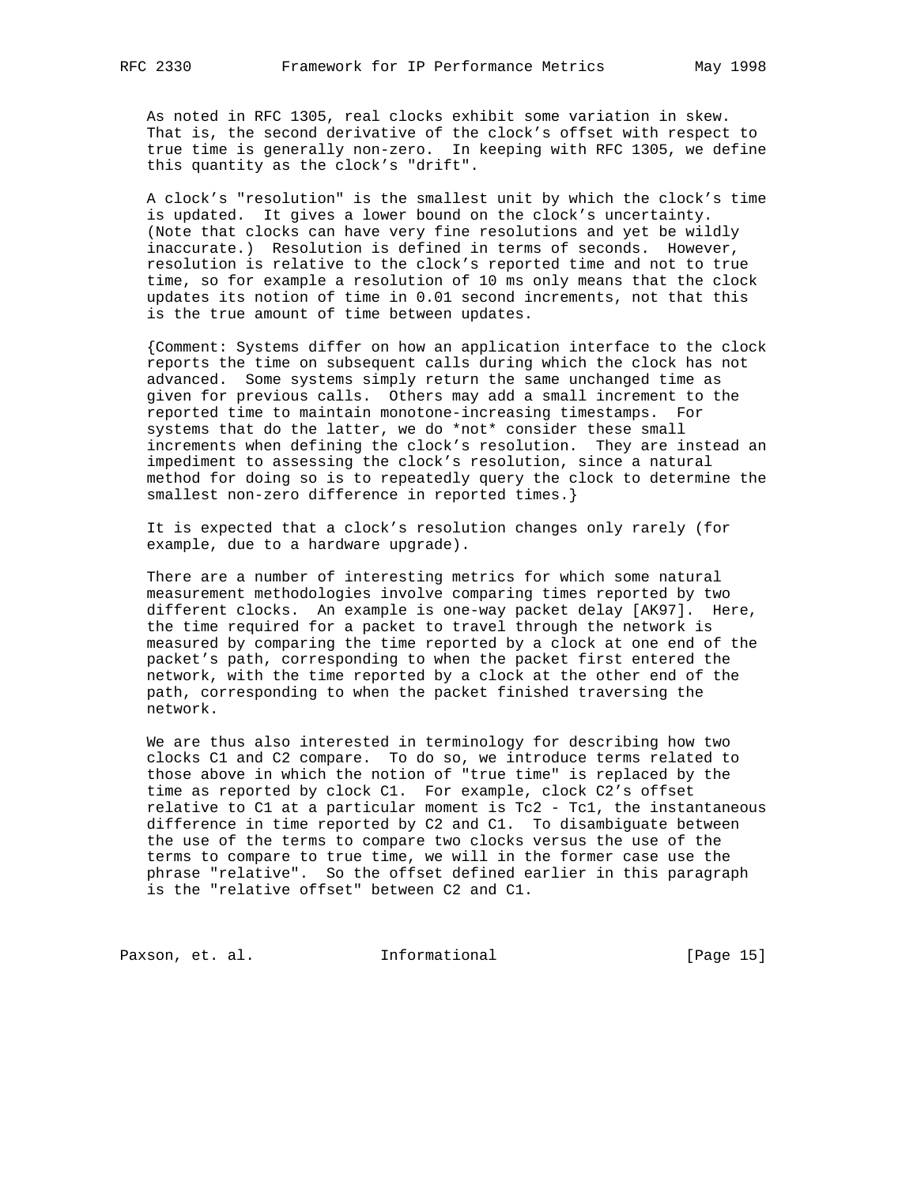As noted in RFC 1305, real clocks exhibit some variation in skew. That is, the second derivative of the clock's offset with respect to true time is generally non-zero. In keeping with RFC 1305, we define this quantity as the clock's "drift".

A clock's "resolution" is the smallest unit by which the clock's time is updated. It gives a lower bound on the clock's uncertainty. (Note that clocks can have very fine resolutions and yet be wildly inaccurate.) Resolution is defined in terms of seconds. However, resolution is relative to the clock's reported time and not to true time, so for example a resolution of 10 ms only means that the clock updates its notion of time in 0.01 second increments, not that this is the true amount of time between updates.

{Comment: Systems differ on how an application interface to the clock reports the time on subsequent calls during which the clock has not advanced. Some systems simply return the same unchanged time as given for previous calls. Others may add a small increment to the reported time to maintain monotone-increasing timestamps. For systems that do the latter, we do *not* consider these small increments when defining the clock's resolution. They are instead an impediment to assessing the clock's resolution, since a natural method for doing so is to repeatedly query the clock to determine the smallest non-zero difference in reported times.}

It is expected that a clock's resolution changes only rarely (for example, due to a hardware upgrade).

There are a number of interesting metrics for which some natural measurement methodologies involve comparing times reported by two different clocks. An example is one-way packet delay [AK97]. Here, the time required for a packet to travel through the network is measured by comparing the time reported by a clock at one end of the packet's path, corresponding to when the packet first entered the network, with the time reported by a clock at the other end of the path, corresponding to when the packet finished traversing the network.

We are thus also interested in terminology for describing how two clocks C1 and C2 compare. To do so, we introduce terms related to those above in which the notion of "true time" is replaced by the time as reported by clock C1. For example, clock C2's offset relative to C1 at a particular moment is Tc2 - Tc1, the instantaneous difference in time reported by C2 and C1. To disambiguate between the use of the terms to compare two clocks versus the use of the terms to compare to true time, we will in the former case use the phrase "relative". So the offset defined earlier in this paragraph is the "relative offset" between C2 and C1.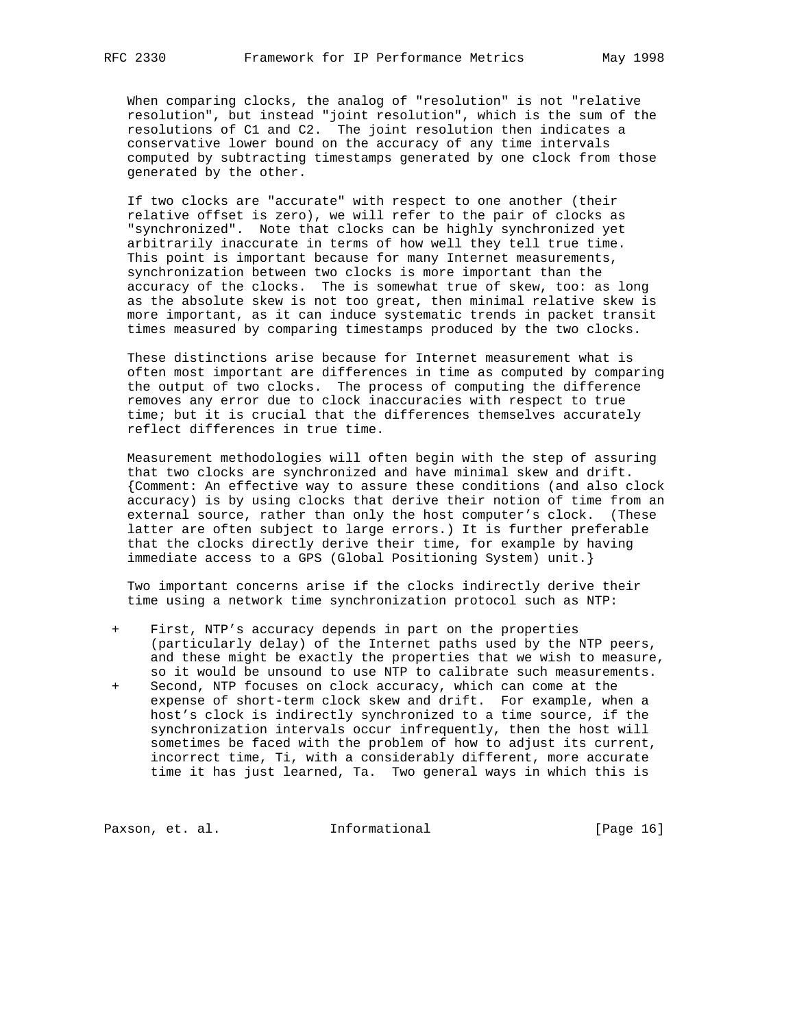When comparing clocks, the analog of "resolution" is not "relative resolution", but instead "joint resolution", which is the sum of the resolutions of C1 and C2. The joint resolution then indicates a conservative lower bound on the accuracy of any time intervals computed by subtracting timestamps generated by one clock from those generated by the other.

If two clocks are "accurate" with respect to one another (their relative offset is zero), we will refer to the pair of clocks as "synchronized". Note that clocks can be highly synchronized yet arbitrarily inaccurate in terms of how well they tell true time. This point is important because for many Internet measurements, synchronization between two clocks is more important than the accuracy of the clocks. The is somewhat true of skew, too: as long as the absolute skew is not too great, then minimal relative skew is more important, as it can induce systematic trends in packet transit times measured by comparing timestamps produced by the two clocks.

These distinctions arise because for Internet measurement what is often most important are differences in time as computed by comparing the output of two clocks. The process of computing the difference removes any error due to clock inaccuracies with respect to true time; but it is crucial that the differences themselves accurately reflect differences in true time.

Measurement methodologies will often begin with the step of assuring that two clocks are synchronized and have minimal skew and drift. {Comment: An effective way to assure these conditions (and also clock accuracy) is by using clocks that derive their notion of time from an external source, rather than only the host computer's clock. (These latter are often subject to large errors.) It is further preferable that the clocks directly derive their time, for example by having immediate access to a GPS (Global Positioning System) unit.}

Two important concerns arise if the clocks indirectly derive their time using a network time synchronization protocol such as NTP:

+ First, NTP's accuracy depends in part on the properties (particularly delay) of the Internet paths used by the NTP peers, and these might be exactly the properties that we wish to measure, so it would be unsound to use NTP to calibrate such measurements.
+ Second, NTP focuses on clock accuracy, which can come at the expense of short-term clock skew and drift. For example, when a host's clock is indirectly synchronized to a time source, if the synchronization intervals occur infrequently, then the host will sometimes be faced with the problem of how to adjust its current, incorrect time, Ti, with a considerably different, more accurate time it has just learned, Ta. Two general ways in which this is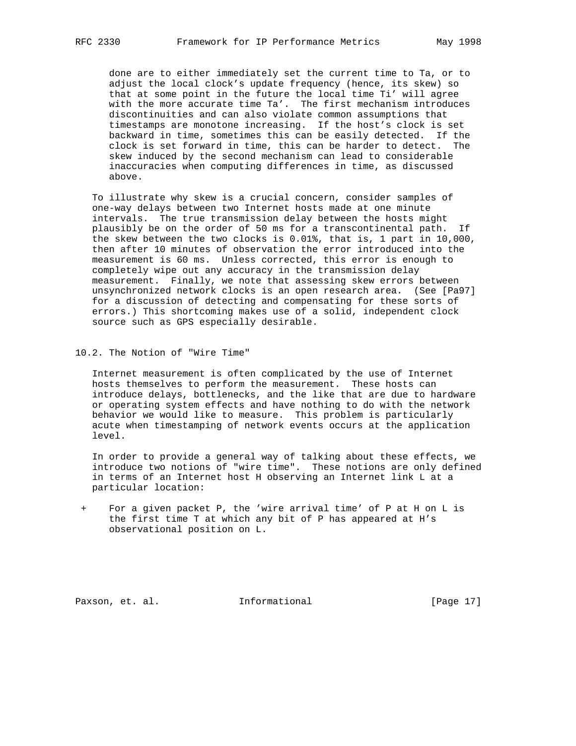done are to either immediately set the current time to Ta, or to adjust the local clock's update frequency (hence, its skew) so that at some point in the future the local time Ti' will agree with the more accurate time Ta'. The first mechanism introduces discontinuities and can also violate common assumptions that timestamps are monotone increasing. If the host's clock is set backward in time, sometimes this can be easily detected. If the clock is set forward in time, this can be harder to detect. The skew induced by the second mechanism can lead to considerable inaccuracies when computing differences in time, as discussed above.

To illustrate why skew is a crucial concern, consider samples of one-way delays between two Internet hosts made at one minute intervals. The true transmission delay between the hosts might plausibly be on the order of 50 ms for a transcontinental path. If the skew between the two clocks is 0.01%, that is, 1 part in 10,000, then after 10 minutes of observation the error introduced into the measurement is 60 ms. Unless corrected, this error is enough to completely wipe out any accuracy in the transmission delay measurement. Finally, we note that assessing skew errors between unsynchronized network clocks is an open research area. (See [Pa97] for a discussion of detecting and compensating for these sorts of errors.) This shortcoming makes use of a solid, independent clock source such as GPS especially desirable.

## 10.2. The Notion of "Wire Time"

Internet measurement is often complicated by the use of Internet hosts themselves to perform the measurement. These hosts can introduce delays, bottlenecks, and the like that are due to hardware or operating system effects and have nothing to do with the network behavior we would like to measure. This problem is particularly acute when timestamping of network events occurs at the application level.

In order to provide a general way of talking about these effects, we introduce two notions of "wire time". These notions are only defined in terms of an Internet host H observing an Internet link L at a particular location:

+ For a given packet P, the 'wire arrival time' of P at H on L is the first time T at which any bit of P has appeared at H's observational position on L.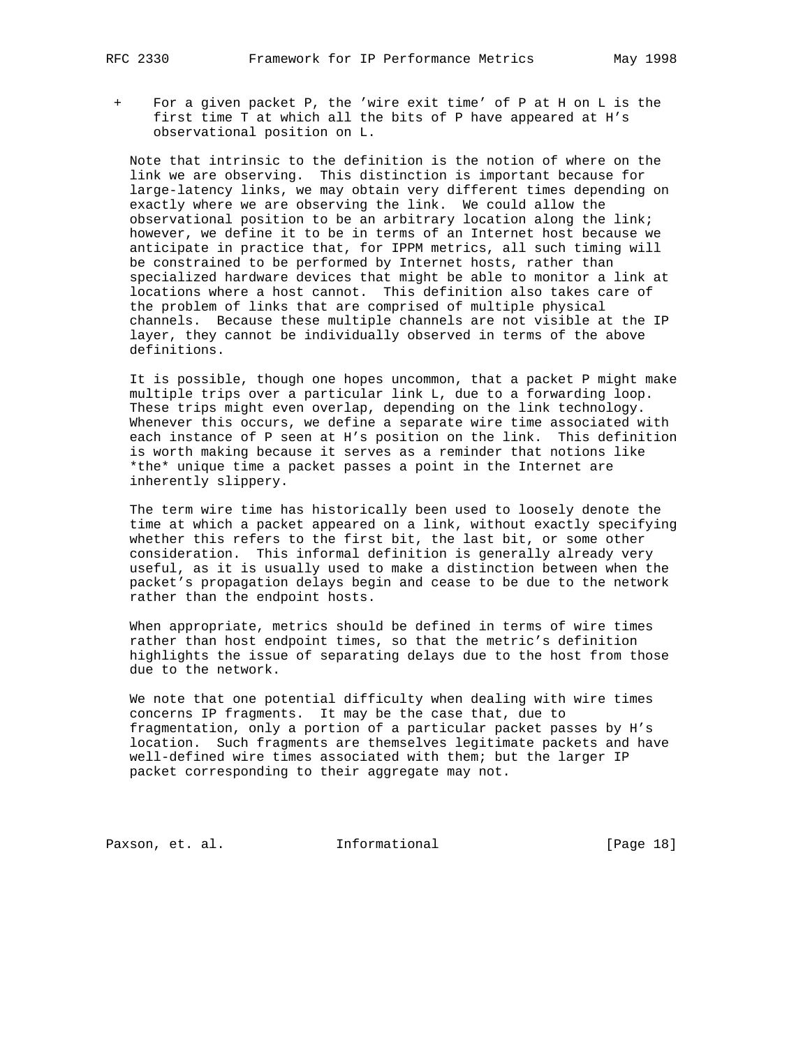+ For a given packet P, the 'wire exit time' of P at H on L is the first time T at which all the bits of P have appeared at H's observational position on L.

Note that intrinsic to the definition is the notion of where on the link we are observing. This distinction is important because for large-latency links, we may obtain very different times depending on exactly where we are observing the link. We could allow the observational position to be an arbitrary location along the link; however, we define it to be in terms of an Internet host because we anticipate in practice that, for IPPM metrics, all such timing will be constrained to be performed by Internet hosts, rather than specialized hardware devices that might be able to monitor a link at locations where a host cannot. This definition also takes care of the problem of links that are comprised of multiple physical channels. Because these multiple channels are not visible at the IP layer, they cannot be individually observed in terms of the above definitions.

It is possible, though one hopes uncommon, that a packet P might make multiple trips over a particular link L, due to a forwarding loop. These trips might even overlap, depending on the link technology. Whenever this occurs, we define a separate wire time associated with each instance of P seen at H's position on the link. This definition is worth making because it serves as a reminder that notions like *the* unique time a packet passes a point in the Internet are inherently slippery.

The term wire time has historically been used to loosely denote the time at which a packet appeared on a link, without exactly specifying whether this refers to the first bit, the last bit, or some other consideration. This informal definition is generally already very useful, as it is usually used to make a distinction between when the packet's propagation delays begin and cease to be due to the network rather than the endpoint hosts.

When appropriate, metrics should be defined in terms of wire times rather than host endpoint times, so that the metric's definition highlights the issue of separating delays due to the host from those due to the network.

We note that one potential difficulty when dealing with wire times concerns IP fragments. It may be the case that, due to fragmentation, only a portion of a particular packet passes by H's location. Such fragments are themselves legitimate packets and have well-defined wire times associated with them; but the larger IP packet corresponding to their aggregate may not.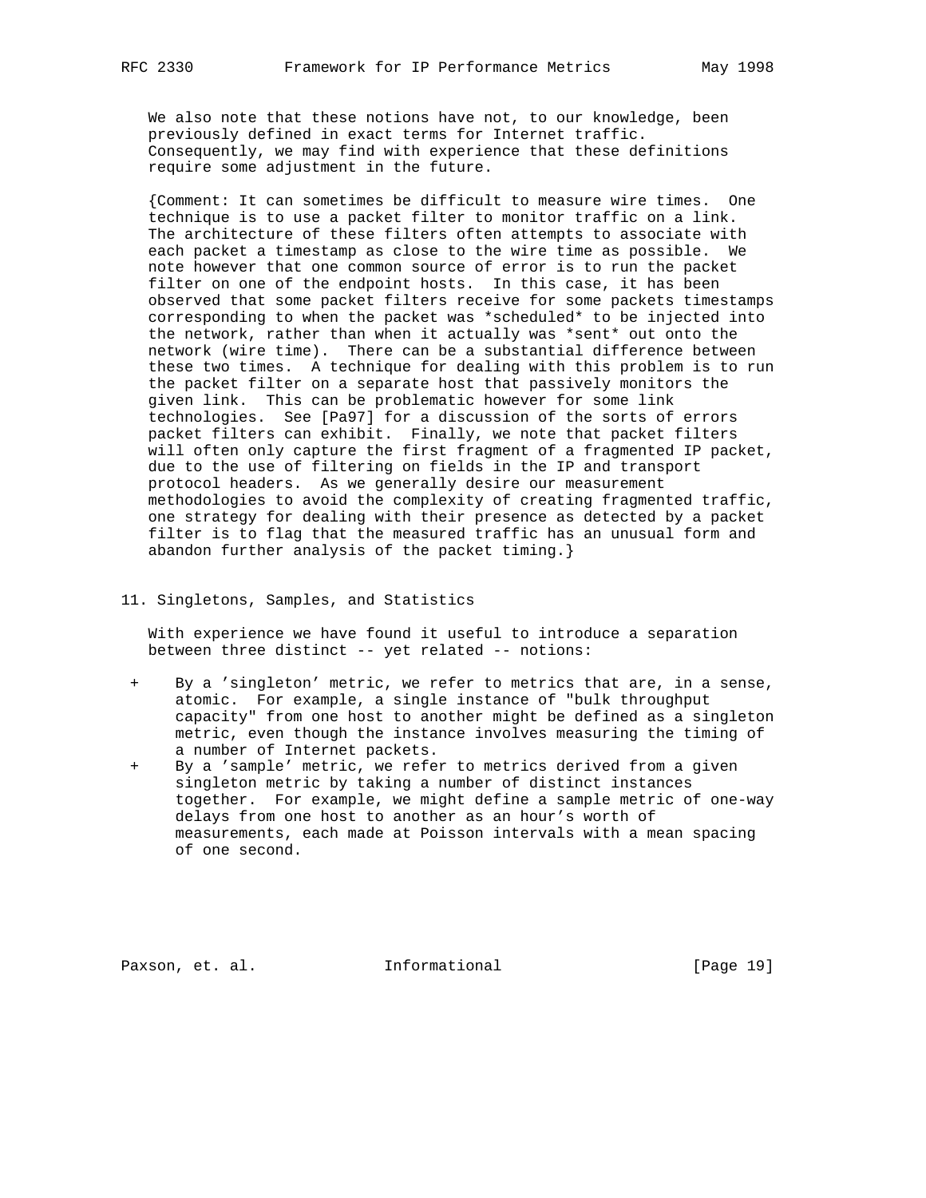We also note that these notions have not, to our knowledge, been previously defined in exact terms for Internet traffic. Consequently, we may find with experience that these definitions require some adjustment in the future.

{Comment: It can sometimes be difficult to measure wire times. One technique is to use a packet filter to monitor traffic on a link. The architecture of these filters often attempts to associate with each packet a timestamp as close to the wire time as possible. We note however that one common source of error is to run the packet filter on one of the endpoint hosts. In this case, it has been observed that some packet filters receive for some packets timestamps corresponding to when the packet was *scheduled* to be injected into the network, rather than when it actually was *sent* out onto the network (wire time). There can be a substantial difference between these two times. A technique for dealing with this problem is to run the packet filter on a separate host that passively monitors the given link. This can be problematic however for some link technologies. See [Pa97] for a discussion of the sorts of errors packet filters can exhibit. Finally, we note that packet filters will often only capture the first fragment of a fragmented IP packet, due to the use of filtering on fields in the IP and transport protocol headers. As we generally desire our measurement methodologies to avoid the complexity of creating fragmented traffic, one strategy for dealing with their presence as detected by a packet filter is to flag that the measured traffic has an unusual form and abandon further analysis of the packet timing.}

## 11. Singletons, Samples, and Statistics

With experience we have found it useful to introduce a separation between three distinct -- yet related -- notions:

+ By a 'singleton' metric, we refer to metrics that are, in a sense, atomic. For example, a single instance of "bulk throughput capacity" from one host to another might be defined as a singleton metric, even though the instance involves measuring the timing of a number of Internet packets.
+ By a 'sample' metric, we refer to metrics derived from a given singleton metric by taking a number of distinct instances together. For example, we might define a sample metric of one-way delays from one host to another as an hour's worth of measurements, each made at Poisson intervals with a mean spacing of one second.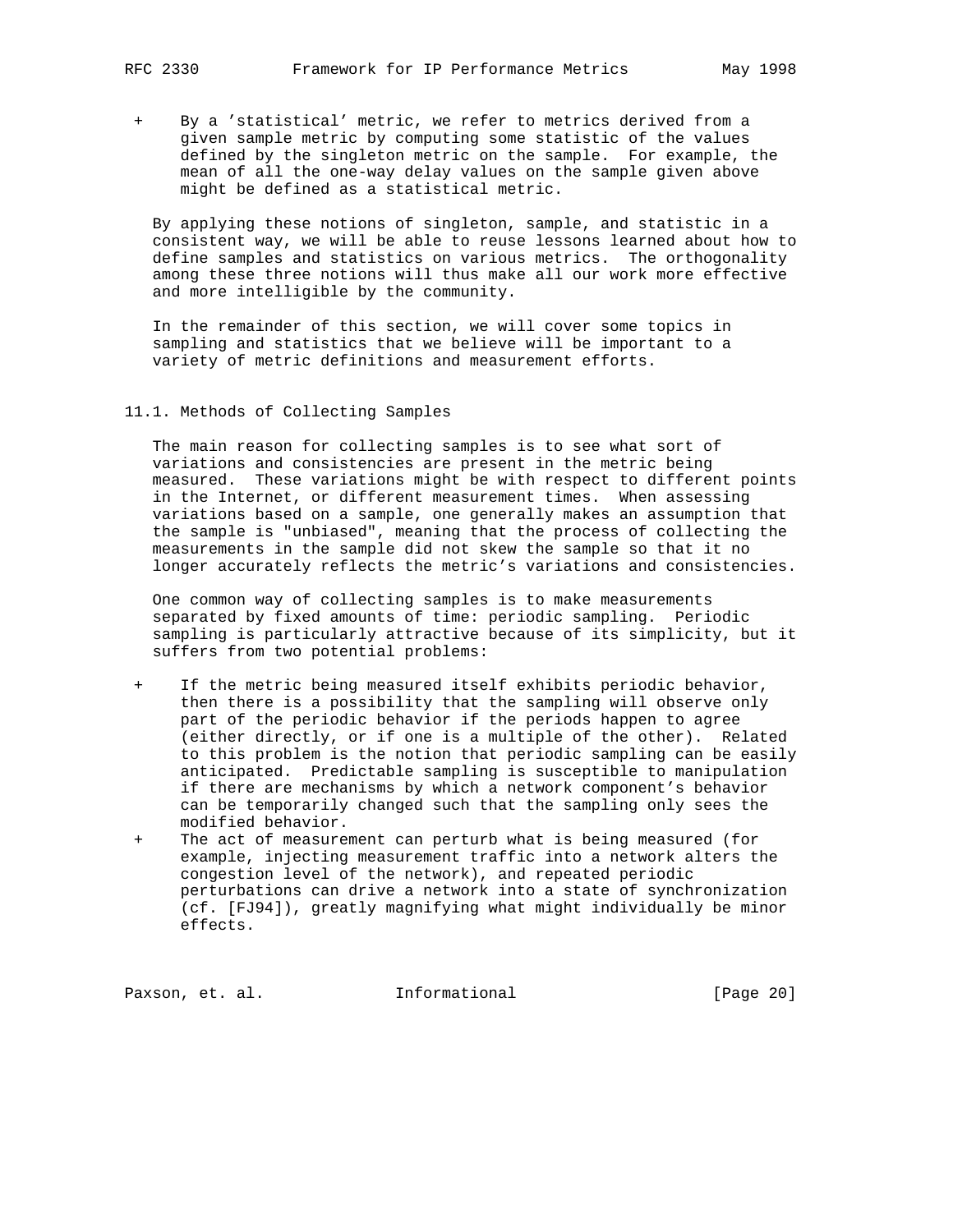- By a 'statistical' metric, we refer to metrics derived from a given sample metric by computing some statistic of the values defined by the singleton metric on the sample. For example, the mean of all the one-way delay values on the sample given above might be defined as a statistical metric.

By applying these notions of singleton, sample, and statistic in a consistent way, we will be able to reuse lessons learned about how to define samples and statistics on various metrics. The orthogonality among these three notions will thus make all our work more effective and more intelligible by the community.

In the remainder of this section, we will cover some topics in sampling and statistics that we believe will be important to a variety of metric definitions and measurement efforts.

## 11.1. Methods of Collecting Samples

The main reason for collecting samples is to see what sort of variations and consistencies are present in the metric being measured. These variations might be with respect to different points in the Internet, or different measurement times. When assessing variations based on a sample, one generally makes an assumption that the sample is "unbiased", meaning that the process of collecting the measurements in the sample did not skew the sample so that it no longer accurately reflects the metric's variations and consistencies.

One common way of collecting samples is to make measurements separated by fixed amounts of time: periodic sampling. Periodic sampling is particularly attractive because of its simplicity, but it suffers from two potential problems:

- If the metric being measured itself exhibits periodic behavior, then there is a possibility that the sampling will observe only part of the periodic behavior if the periods happen to agree (either directly, or if one is a multiple of the other). Related to this problem is the notion that periodic sampling can be easily anticipated. Predictable sampling is susceptible to manipulation if there are mechanisms by which a network component's behavior can be temporarily changed such that the sampling only sees the modified behavior.
- The act of measurement can perturb what is being measured (for example, injecting measurement traffic into a network alters the congestion level of the network), and repeated periodic perturbations can drive a network into a state of synchronization (cf. [FJ94]), greatly magnifying what might individually be minor effects.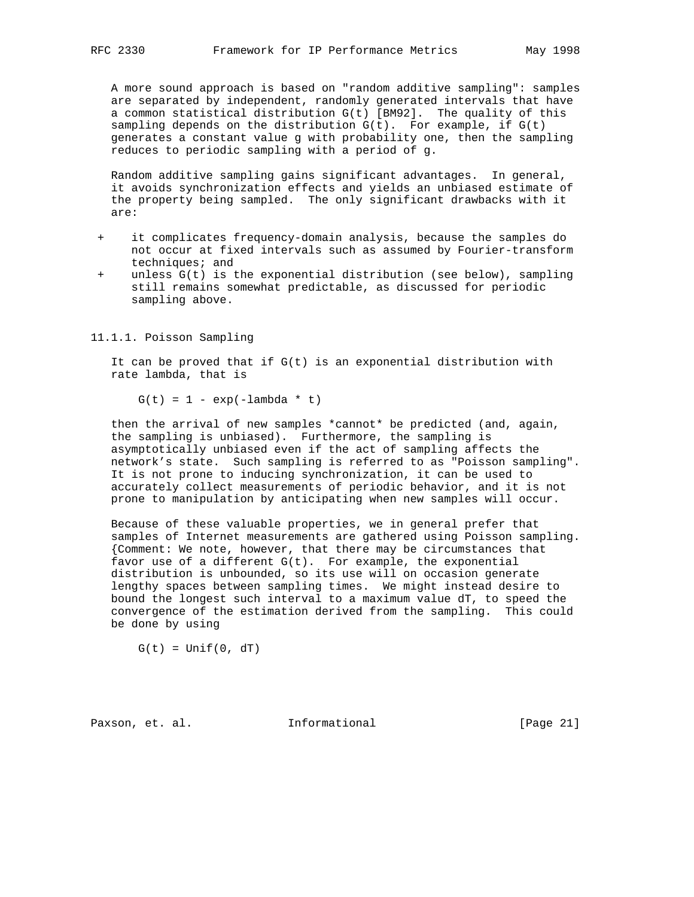A more sound approach is based on "random additive sampling": samples are separated by independent, randomly generated intervals that have a common statistical distribution $G(t)$ [BM92]. The quality of this sampling depends on the distribution $G(t)$. For example, if $G(t)$ generates a constant value g with probability one, then the sampling reduces to periodic sampling with a period of g.

Random additive sampling gains significant advantages. In general, it avoids synchronization effects and yields an unbiased estimate of the property being sampled. The only significant drawbacks with it are:

- it complicates frequency-domain analysis, because the samples do not occur at fixed intervals such as assumed by Fourier-transform techniques; and
- unless $G(t)$ is the exponential distribution (see below), sampling still remains somewhat predictable, as discussed for periodic sampling above.

### 11.1.1. Poisson Sampling

It can be proved that if $G(t)$ is an exponential distribution with rate lambda, that is

$$G(t) = 1 - \exp(-\lambda * t)$$

then the arrival of new samples *cannot* be predicted (and, again, the sampling is unbiased). Furthermore, the sampling is asymptotically unbiased even if the act of sampling affects the network's state. Such sampling is referred to as "Poisson sampling". It is not prone to inducing synchronization, it can be used to accurately collect measurements of periodic behavior, and it is not prone to manipulation by anticipating when new samples will occur.

Because of these valuable properties, we in general prefer that samples of Internet measurements are gathered using Poisson sampling. {Comment: We note, however, that there may be circumstances that favor use of a different $G(t)$. For example, the exponential distribution is unbounded, so its use will on occasion generate lengthy spaces between sampling times. We might instead desire to bound the longest such interval to a maximum value dT, to speed the convergence of the estimation derived from the sampling. This could be done by using

$$G(t) = \mathrm{Unif}(0, dT)$$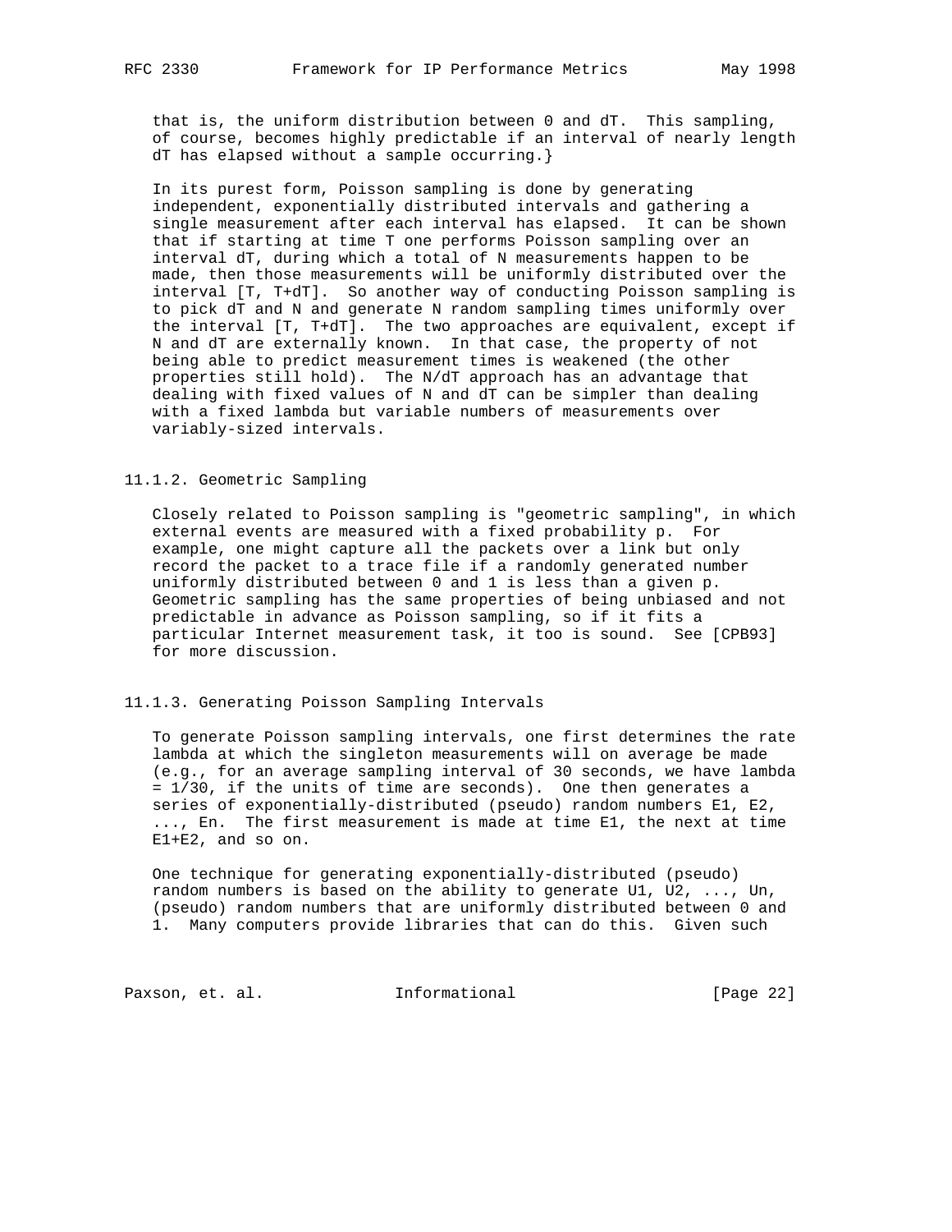that is, the uniform distribution between 0 and dT. This sampling, of course, becomes highly predictable if an interval of nearly length dT has elapsed without a sample occurring.}

In its purest form, Poisson sampling is done by generating independent, exponentially distributed intervals and gathering a single measurement after each interval has elapsed. It can be shown that if starting at time T one performs Poisson sampling over an interval dT, during which a total of N measurements happen to be made, then those measurements will be uniformly distributed over the interval [T, T+dT]. So another way of conducting Poisson sampling is to pick dT and N and generate N random sampling times uniformly over the interval [T, T+dT]. The two approaches are equivalent, except if N and dT are externally known. In that case, the property of not being able to predict measurement times is weakened (the other properties still hold). The N/dT approach has an advantage that dealing with fixed values of N and dT can be simpler than dealing with a fixed lambda but variable numbers of measurements over variably-sized intervals.

### 11.1.2. Geometric Sampling

Closely related to Poisson sampling is "geometric sampling", in which external events are measured with a fixed probability p. For example, one might capture all the packets over a link but only record the packet to a trace file if a randomly generated number uniformly distributed between 0 and 1 is less than a given p. Geometric sampling has the same properties of being unbiased and not predictable in advance as Poisson sampling, so if it fits a particular Internet measurement task, it too is sound. See [CPB93] for more discussion.

### 11.1.3. Generating Poisson Sampling Intervals

To generate Poisson sampling intervals, one first determines the rate lambda at which the singleton measurements will on average be made (e.g., for an average sampling interval of 30 seconds, we have lambda = 1/30, if the units of time are seconds). One then generates a series of exponentially-distributed (pseudo) random numbers E1, E2, ..., En. The first measurement is made at time E1, the next at time E1+E2, and so on.

One technique for generating exponentially-distributed (pseudo) random numbers is based on the ability to generate U1, U2, ..., Un, (pseudo) random numbers that are uniformly distributed between 0 and 1. Many computers provide libraries that can do this. Given such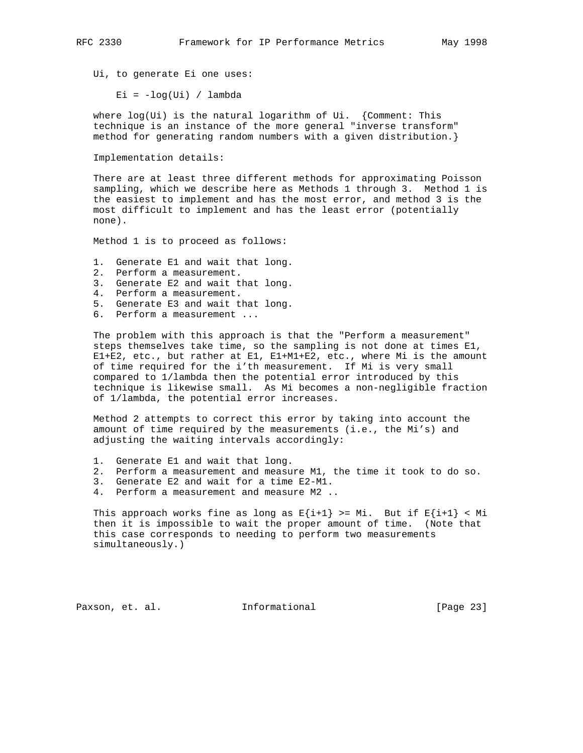Ui, to generate Ei one uses:

$$E_i = -\log(U_i) / \lambda$$

where $\log(U_i)$ is the natural logarithm of $U_i$. {Comment: This technique is an instance of the more general "inverse transform" method for generating random numbers with a given distribution.}

Implementation details:

There are at least three different methods for approximating Poisson sampling, which we describe here as Methods 1 through 3. Method 1 is the easiest to implement and has the most error, and method 3 is the most difficult to implement and has the least error (potentially none).

Method 1 is to proceed as follows:

1. Generate E1 and wait that long.
2. Perform a measurement.
3. Generate E2 and wait that long.
4. Perform a measurement.
5. Generate E3 and wait that long.
6. Perform a measurement ...

The problem with this approach is that the "Perform a measurement" steps themselves take time, so the sampling is not done at times $E_1$, $E_1+E_2$, etc., but rather at $E_1$, $E_1+M_1+E_2$, etc., where $M_i$ is the amount of time required for the i'th measurement. If $M_i$ is very small compared to $1/\lambda$ then the potential error introduced by this technique is likewise small. As $M_i$ becomes a non-negligible fraction of $1/\lambda$, the potential error increases.

Method 2 attempts to correct this error by taking into account the amount of time required by the measurements (i.e., the Mi's) and adjusting the waiting intervals accordingly:

1. Generate E1 and wait that long.
2. Perform a measurement and measure M1, the time it took to do so.
3. Generate E2 and wait for a time E2-M1.
4. Perform a measurement and measure M2 ..

This approach works fine as long as $E_{i+1} \geq M_i$. But if $E_{i+1} < M_i$ then it is impossible to wait the proper amount of time. (Note that this case corresponds to needing to perform two measurements simultaneously.)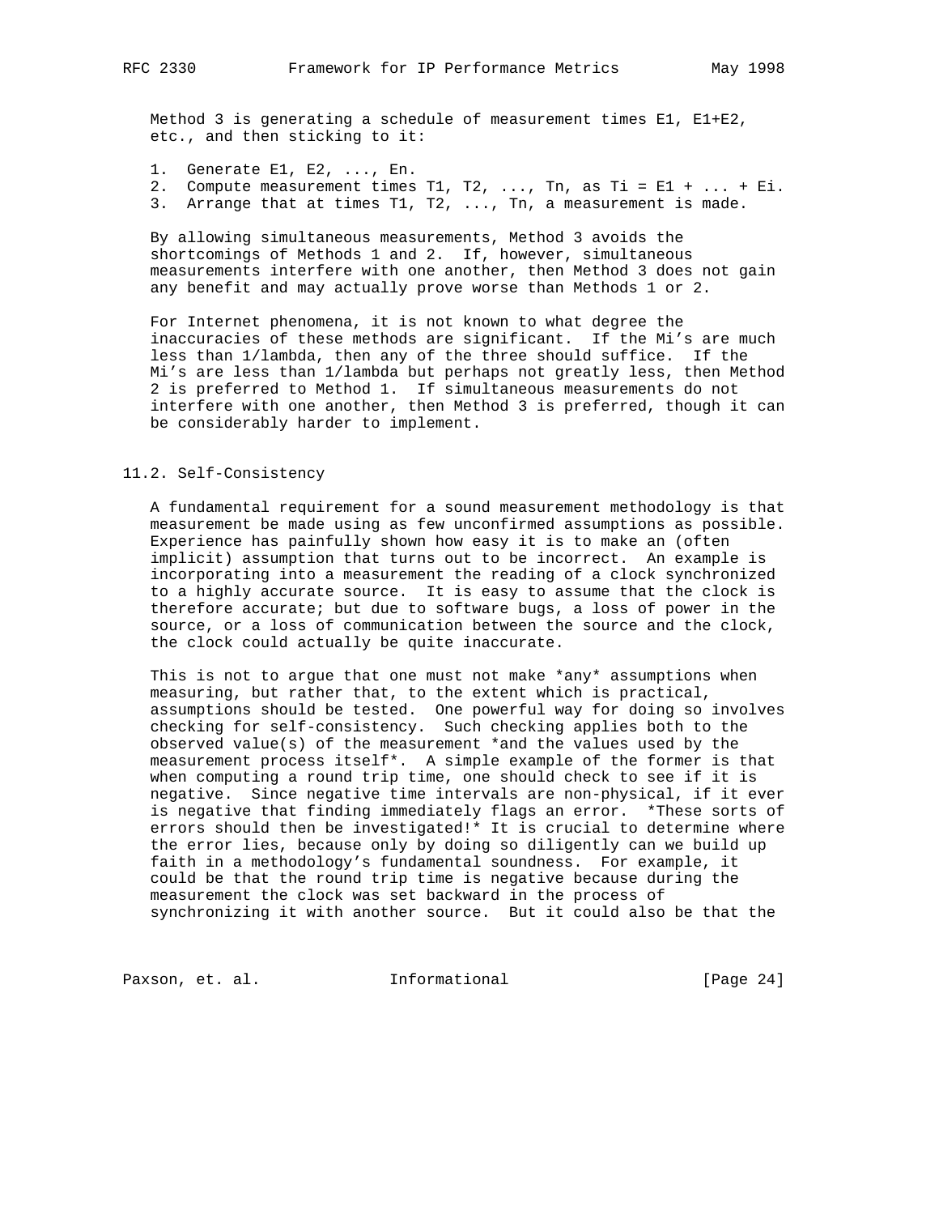Method 3 is generating a schedule of measurement times $E1$, $E1+E2$, etc., and then sticking to it:

1. Generate $E1, E2, ..., En$.
2. Compute measurement times $T1, T2, ..., Tn$, as $Ti = E1 + ... + Ei$.
3. Arrange that at times $T1, T2, ..., Tn$, a measurement is made.

By allowing simultaneous measurements, Method 3 avoids the shortcomings of Methods 1 and 2. If, however, simultaneous measurements interfere with one another, then Method 3 does not gain any benefit and may actually prove worse than Methods 1 or 2.

For Internet phenomena, it is not known to what degree the inaccuracies of these methods are significant. If the Mi's are much less than 1/lambda, then any of the three should suffice. If the Mi's are less than 1/lambda but perhaps not greatly less, then Method 2 is preferred to Method 1. If simultaneous measurements do not interfere with one another, then Method 3 is preferred, though it can be considerably harder to implement.

## 11.2. Self-Consistency

A fundamental requirement for a sound measurement methodology is that measurement be made using as few unconfirmed assumptions as possible. Experience has painfully shown how easy it is to make an (often implicit) assumption that turns out to be incorrect. An example is incorporating into a measurement the reading of a clock synchronized to a highly accurate source. It is easy to assume that the clock is therefore accurate; but due to software bugs, a loss of power in the source, or a loss of communication between the source and the clock, the clock could actually be quite inaccurate.

This is not to argue that one must not make *any* assumptions when measuring, but rather that, to the extent which is practical, assumptions should be tested. One powerful way for doing so involves checking for self-consistency. Such checking applies both to the observed value(s) of the measurement *and the values used by the measurement process itself*. A simple example of the former is that when computing a round trip time, one should check to see if it is negative. Since negative time intervals are non-physical, if it ever is negative that finding immediately flags an error. *These sorts of errors should then be investigated!* It is crucial to determine where the error lies, because only by doing so diligently can we build up faith in a methodology's fundamental soundness. For example, it could be that the round trip time is negative because during the measurement the clock was set backward in the process of synchronizing it with another source. But it could also be that the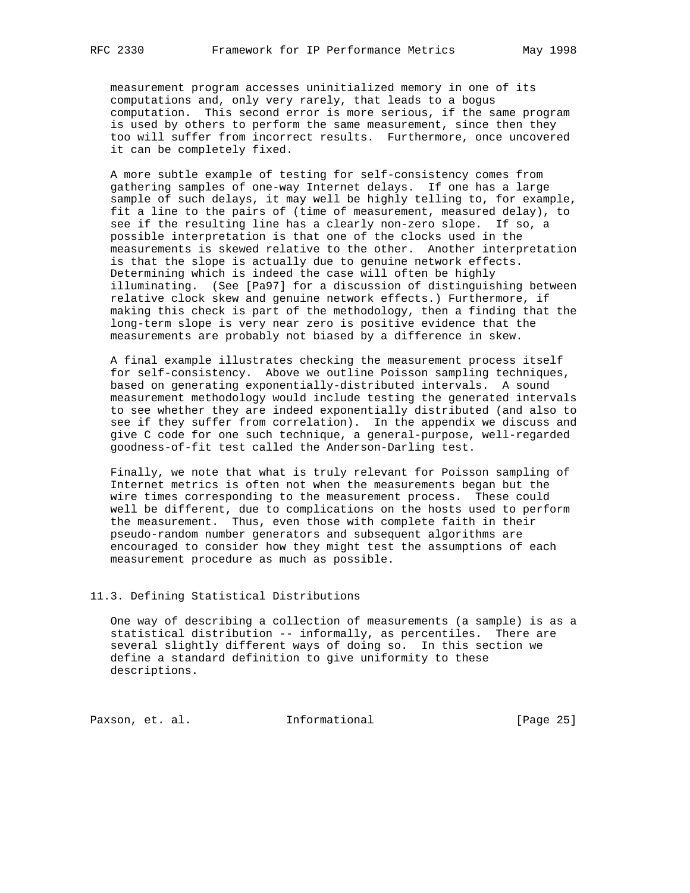measurement program accesses uninitialized memory in one of its computations and, only very rarely, that leads to a bogus computation. This second error is more serious, if the same program is used by others to perform the same measurement, since then they too will suffer from incorrect results. Furthermore, once uncovered it can be completely fixed.

A more subtle example of testing for self-consistency comes from gathering samples of one-way Internet delays. If one has a large sample of such delays, it may well be highly telling to, for example, fit a line to the pairs of (time of measurement, measured delay), to see if the resulting line has a clearly non-zero slope. If so, a possible interpretation is that one of the clocks used in the measurements is skewed relative to the other. Another interpretation is that the slope is actually due to genuine network effects. Determining which is indeed the case will often be highly illuminating. (See [Pa97] for a discussion of distinguishing between relative clock skew and genuine network effects.) Furthermore, if making this check is part of the methodology, then a finding that the long-term slope is very near zero is positive evidence that the measurements are probably not biased by a difference in skew.

A final example illustrates checking the measurement process itself for self-consistency. Above we outline Poisson sampling techniques, based on generating exponentially-distributed intervals. A sound measurement methodology would include testing the generated intervals to see whether they are indeed exponentially distributed (and also to see if they suffer from correlation). In the appendix we discuss and give C code for one such technique, a general-purpose, well-regarded goodness-of-fit test called the Anderson-Darling test.

Finally, we note that what is truly relevant for Poisson sampling of Internet metrics is often not when the measurements began but the wire times corresponding to the measurement process. These could well be different, due to complications on the hosts used to perform the measurement. Thus, even those with complete faith in their pseudo-random number generators and subsequent algorithms are encouraged to consider how they might test the assumptions of each measurement procedure as much as possible.

## 11.3. Defining Statistical Distributions

One way of describing a collection of measurements (a sample) is as a statistical distribution -- informally, as percentiles. There are several slightly different ways of doing so. In this section we define a standard definition to give uniformity to these descriptions.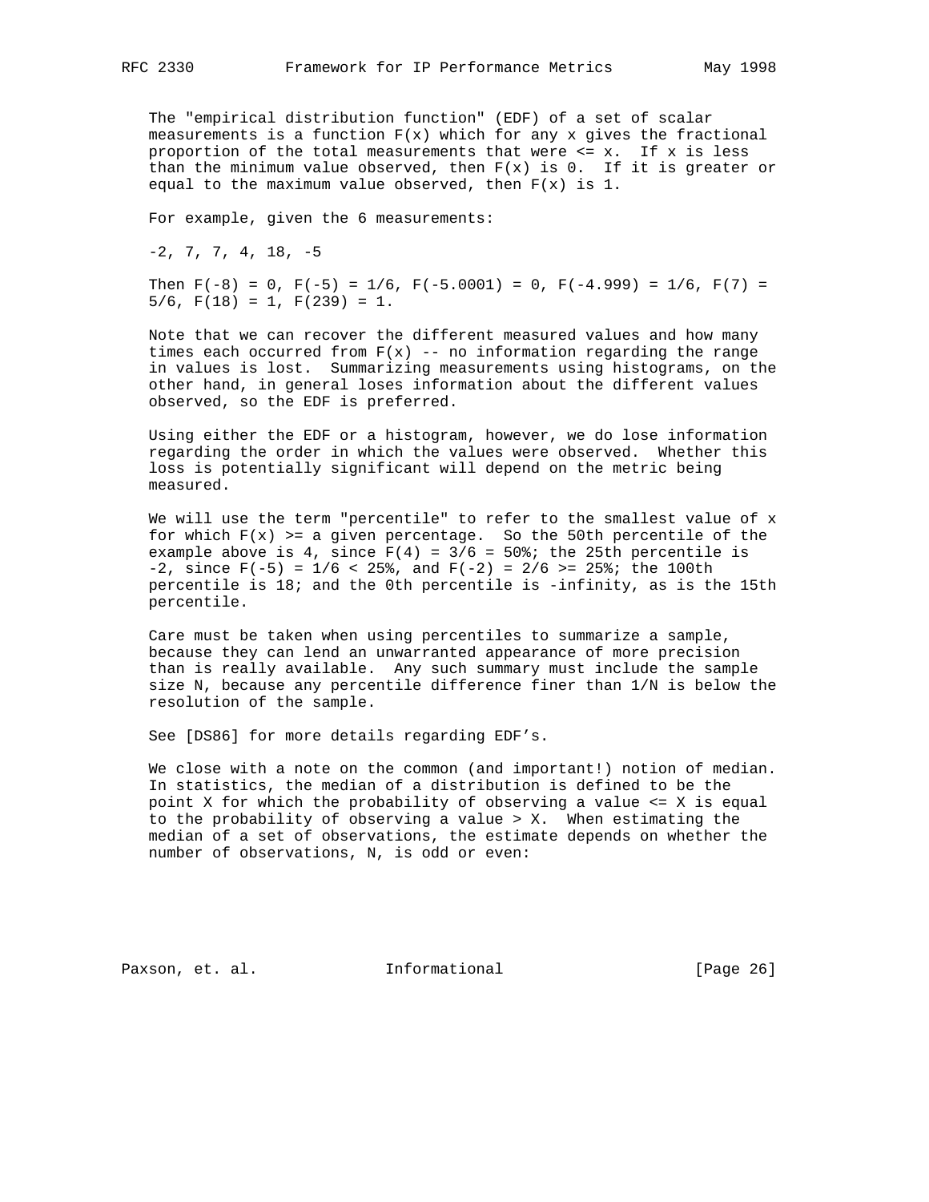The "empirical distribution function" (EDF) of a set of scalar measurements is a function $F(x)$ which for any x gives the fractional proportion of the total measurements that were <= x. If x is less than the minimum value observed, then $F(x)$ is 0. If it is greater or equal to the maximum value observed, then $F(x)$ is 1.

For example, given the 6 measurements:

-2, 7, 7, 4, 18, -5

Then $F(-8) = 0$, $F(-5) = 1/6$, $F(-5.0001) = 0$, $F(-4.999) = 1/6$, $F(7) = 5/6$, $F(18) = 1$, $F(239) = 1$.

Note that we can recover the different measured values and how many times each occurred from $F(x)$ -- no information regarding the range in values is lost. Summarizing measurements using histograms, on the other hand, in general loses information about the different values observed, so the EDF is preferred.

Using either the EDF or a histogram, however, we do lose information regarding the order in which the values were observed. Whether this loss is potentially significant will depend on the metric being measured.

We will use the term "percentile" to refer to the smallest value of x for which $F(x) >=$ a given percentage. So the 50th percentile of the example above is 4, since $F(4) = 3/6 = 50\%$; the 25th percentile is -2, since $F(-5) = 1/6 < 25\%$, and $F(-2) = 2/6 >= 25\%$; the 100th percentile is 18; and the 0th percentile is -infinity, as is the 15th percentile.

Care must be taken when using percentiles to summarize a sample, because they can lend an unwarranted appearance of more precision than is really available. Any such summary must include the sample size N, because any percentile difference finer than 1/N is below the resolution of the sample.

See [DS86] for more details regarding EDF's.

We close with a note on the common (and important!) notion of median. In statistics, the median of a distribution is defined to be the point X for which the probability of observing a value <= X is equal to the probability of observing a value > X. When estimating the median of a set of observations, the estimate depends on whether the number of observations, N, is odd or even: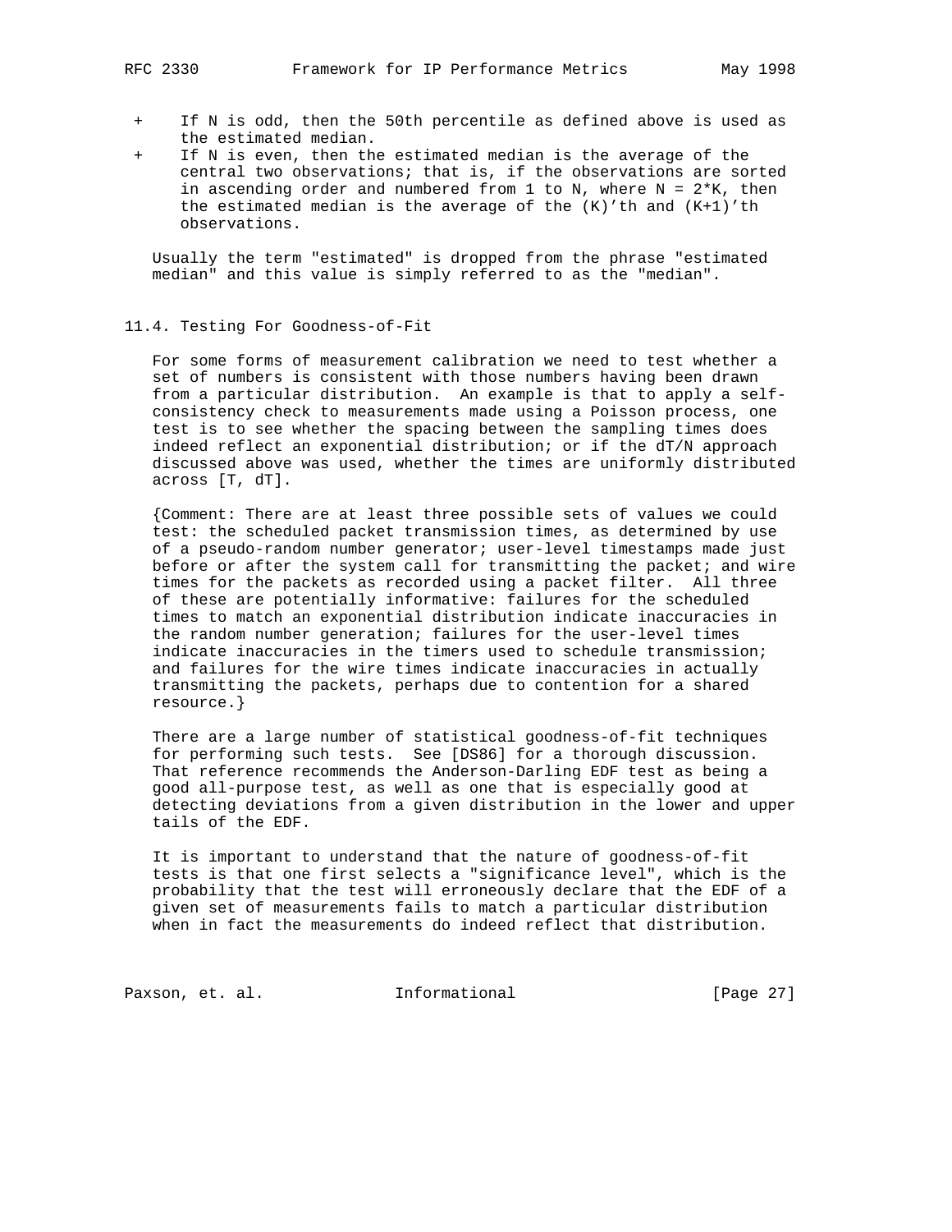+ If N is odd, then the 50th percentile as defined above is used as the estimated median.
+ If N is even, then the estimated median is the average of the central two observations; that is, if the observations are sorted in ascending order and numbered from 1 to N, where N = 2*K, then the estimated median is the average of the (K)'th and (K+1)'th observations.

Usually the term "estimated" is dropped from the phrase "estimated median" and this value is simply referred to as the "median".

## 11.4. Testing For Goodness-of-Fit

For some forms of measurement calibration we need to test whether a set of numbers is consistent with those numbers having been drawn from a particular distribution. An example is that to apply a self-consistency check to measurements made using a Poisson process, one test is to see whether the spacing between the sampling times does indeed reflect an exponential distribution; or if the dT/N approach discussed above was used, whether the times are uniformly distributed across [T, dT].

{Comment: There are at least three possible sets of values we could test: the scheduled packet transmission times, as determined by use of a pseudo-random number generator; user-level timestamps made just before or after the system call for transmitting the packet; and wire times for the packets as recorded using a packet filter. All three of these are potentially informative: failures for the scheduled times to match an exponential distribution indicate inaccuracies in the random number generation; failures for the user-level times indicate inaccuracies in the timers used to schedule transmission; and failures for the wire times indicate inaccuracies in actually transmitting the packets, perhaps due to contention for a shared resource.}

There are a large number of statistical goodness-of-fit techniques for performing such tests. See [DS86] for a thorough discussion. That reference recommends the Anderson-Darling EDF test as being a good all-purpose test, as well as one that is especially good at detecting deviations from a given distribution in the lower and upper tails of the EDF.

It is important to understand that the nature of goodness-of-fit tests is that one first selects a "significance level", which is the probability that the test will erroneously declare that the EDF of a given set of measurements fails to match a particular distribution when in fact the measurements do indeed reflect that distribution.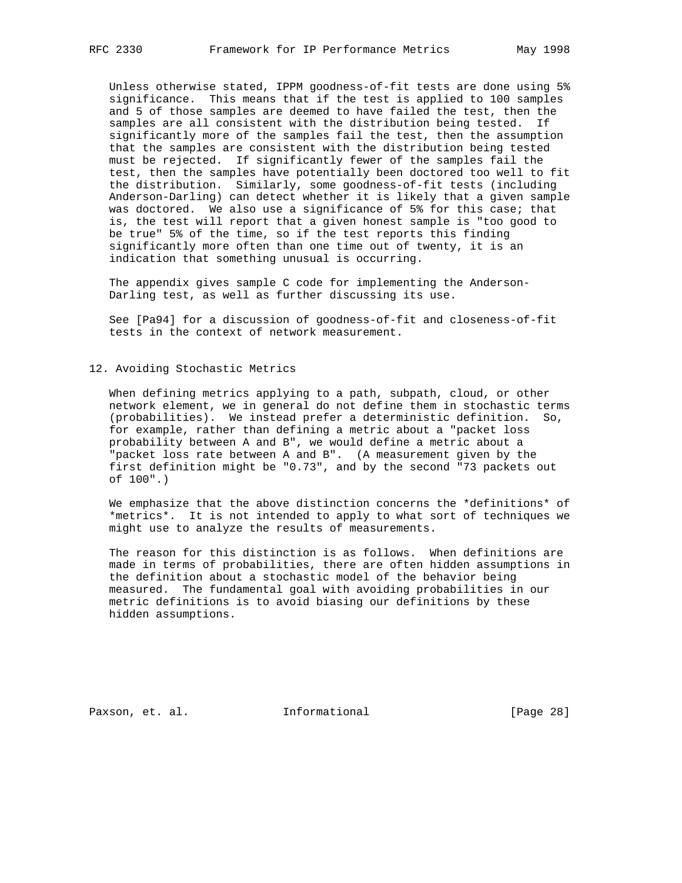Unless otherwise stated, IPPM goodness-of-fit tests are done using 5% significance. This means that if the test is applied to 100 samples and 5 of those samples are deemed to have failed the test, then the samples are all consistent with the distribution being tested. If significantly more of the samples fail the test, then the assumption that the samples are consistent with the distribution being tested must be rejected. If significantly fewer of the samples fail the test, then the samples have potentially been doctored too well to fit the distribution. Similarly, some goodness-of-fit tests (including Anderson-Darling) can detect whether it is likely that a given sample was doctored. We also use a significance of 5% for this case; that is, the test will report that a given honest sample is "too good to be true" 5% of the time, so if the test reports this finding significantly more often than one time out of twenty, it is an indication that something unusual is occurring.

The appendix gives sample C code for implementing the Anderson-Darling test, as well as further discussing its use.

See [Pa94] for a discussion of goodness-of-fit and closeness-of-fit tests in the context of network measurement.

## 12. Avoiding Stochastic Metrics

When defining metrics applying to a path, subpath, cloud, or other network element, we in general do not define them in stochastic terms (probabilities). We instead prefer a deterministic definition. So, for example, rather than defining a metric about a "packet loss probability between A and B", we would define a metric about a "packet loss rate between A and B". (A measurement given by the first definition might be "0.73", and by the second "73 packets out of 100".)

We emphasize that the above distinction concerns the *definitions* of *metrics*. It is not intended to apply to what sort of techniques we might use to analyze the results of measurements.

The reason for this distinction is as follows. When definitions are made in terms of probabilities, there are often hidden assumptions in the definition about a stochastic model of the behavior being measured. The fundamental goal with avoiding probabilities in our metric definitions is to avoid biasing our definitions by these hidden assumptions.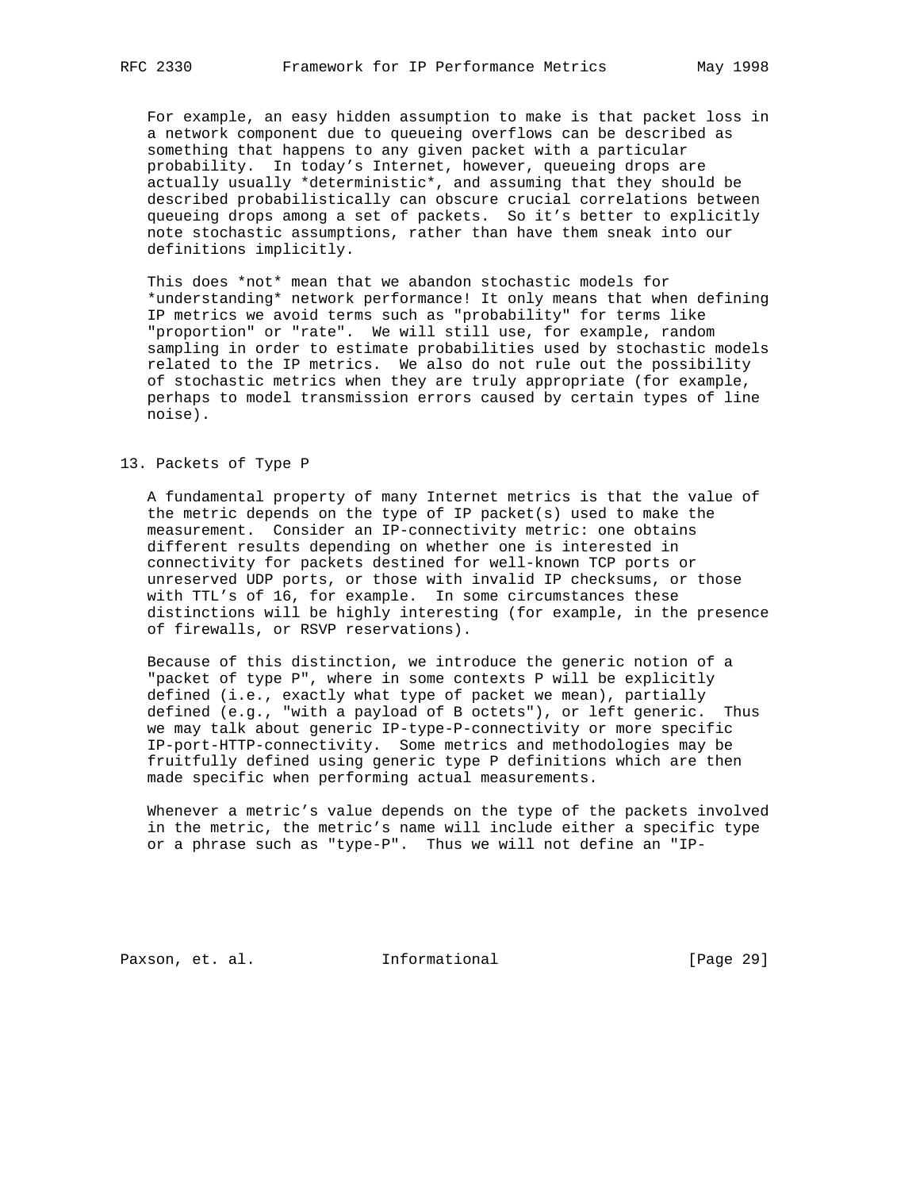For example, an easy hidden assumption to make is that packet loss in a network component due to queueing overflows can be described as something that happens to any given packet with a particular probability. In today's Internet, however, queueing drops are actually usually *deterministic*, and assuming that they should be described probabilistically can obscure crucial correlations between queueing drops among a set of packets. So it's better to explicitly note stochastic assumptions, rather than have them sneak into our definitions implicitly.

This does *not* mean that we abandon stochastic models for *understanding* network performance! It only means that when defining IP metrics we avoid terms such as "probability" for terms like "proportion" or "rate". We will still use, for example, random sampling in order to estimate probabilities used by stochastic models related to the IP metrics. We also do not rule out the possibility of stochastic metrics when they are truly appropriate (for example, perhaps to model transmission errors caused by certain types of line noise).

## 13. Packets of Type P

A fundamental property of many Internet metrics is that the value of the metric depends on the type of IP packet(s) used to make the measurement. Consider an IP-connectivity metric: one obtains different results depending on whether one is interested in connectivity for packets destined for well-known TCP ports or unreserved UDP ports, or those with invalid IP checksums, or those with TTL's of 16, for example. In some circumstances these distinctions will be highly interesting (for example, in the presence of firewalls, or RSVP reservations).

Because of this distinction, we introduce the generic notion of a "packet of type P", where in some contexts P will be explicitly defined (i.e., exactly what type of packet we mean), partially defined (e.g., "with a payload of B octets"), or left generic. Thus we may talk about generic IP-type-P-connectivity or more specific IP-port-HTTP-connectivity. Some metrics and methodologies may be fruitfully defined using generic type P definitions which are then made specific when performing actual measurements.

Whenever a metric's value depends on the type of the packets involved in the metric, the metric's name will include either a specific type or a phrase such as "type-P". Thus we will not define an "IP-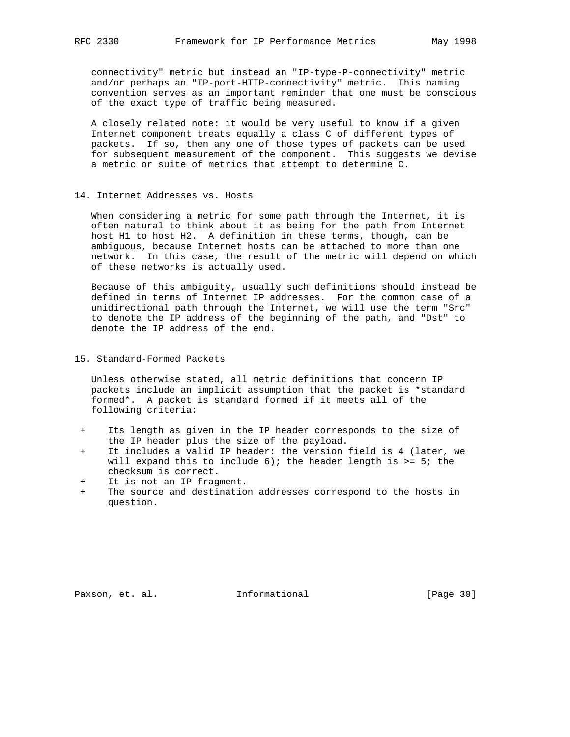connectivity" metric but instead an "IP-type-P-connectivity" metric and/or perhaps an "IP-port-HTTP-connectivity" metric. This naming convention serves as an important reminder that one must be conscious of the exact type of traffic being measured.

A closely related note: it would be very useful to know if a given Internet component treats equally a class C of different types of packets. If so, then any one of those types of packets can be used for subsequent measurement of the component. This suggests we devise a metric or suite of metrics that attempt to determine C.

## 14. Internet Addresses vs. Hosts

When considering a metric for some path through the Internet, it is often natural to think about it as being for the path from Internet host H1 to host H2. A definition in these terms, though, can be ambiguous, because Internet hosts can be attached to more than one network. In this case, the result of the metric will depend on which of these networks is actually used.

Because of this ambiguity, usually such definitions should instead be defined in terms of Internet IP addresses. For the common case of a unidirectional path through the Internet, we will use the term "Src" to denote the IP address of the beginning of the path, and "Dst" to denote the IP address of the end.

## 15. Standard-Formed Packets

Unless otherwise stated, all metric definitions that concern IP packets include an implicit assumption that the packet is *standard formed*. A packet is standard formed if it meets all of the following criteria:

+ Its length as given in the IP header corresponds to the size of the IP header plus the size of the payload.
+ It includes a valid IP header: the version field is 4 (later, we will expand this to include 6); the header length is >= 5; the checksum is correct.
+ It is not an IP fragment.
+ The source and destination addresses correspond to the hosts in question.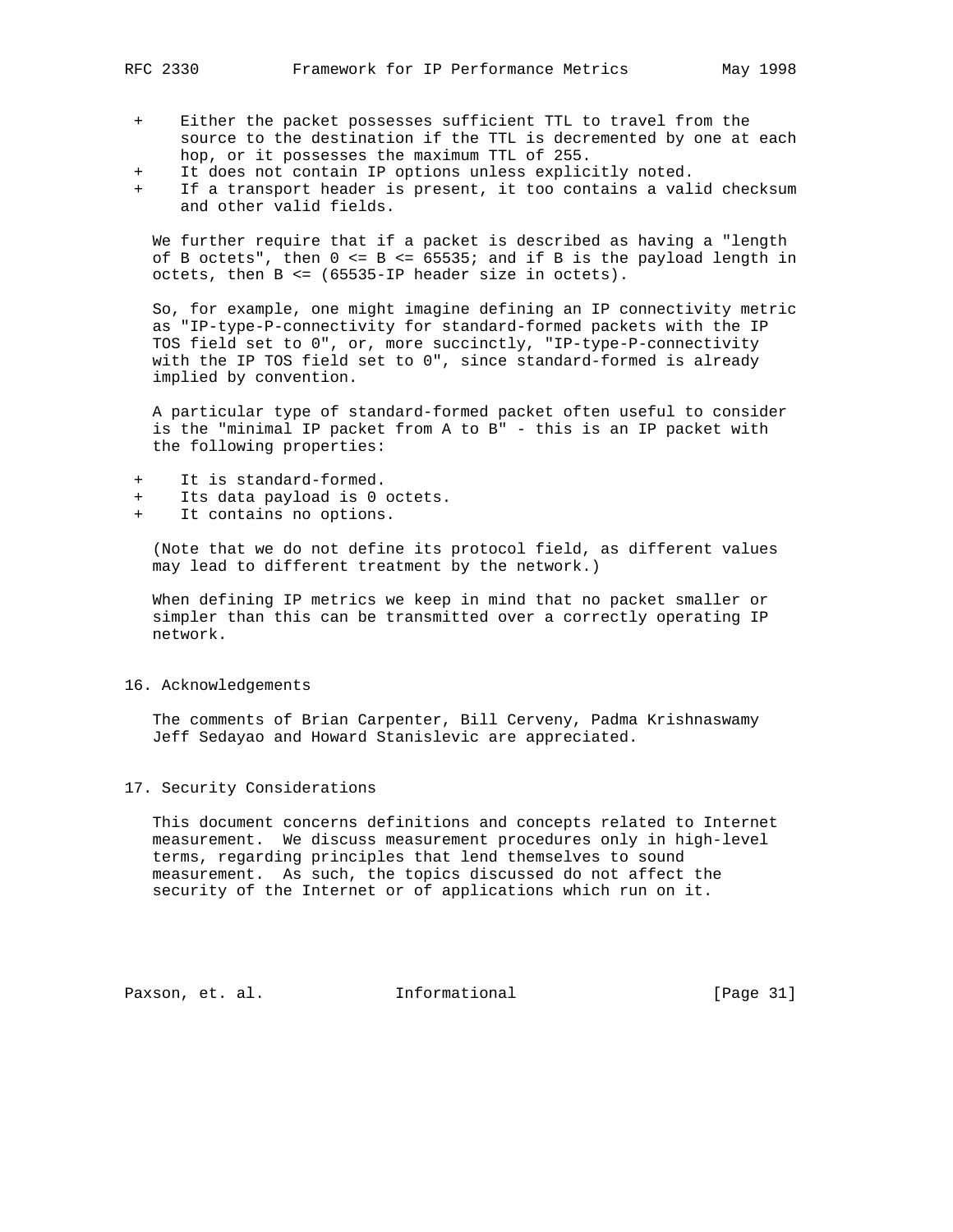- Either the packet possesses sufficient TTL to travel from the source to the destination if the TTL is decremented by one at each hop, or it possesses the maximum TTL of 255.
- It does not contain IP options unless explicitly noted.
- If a transport header is present, it too contains a valid checksum and other valid fields.

We further require that if a packet is described as having a "length of B octets", then $0 <= B <= 65535$; and if B is the payload length in octets, then $B <= (65535\text{-IP header size in octets})$.

So, for example, one might imagine defining an IP connectivity metric as "IP-type-P-connectivity for standard-formed packets with the IP TOS field set to 0", or, more succinctly, "IP-type-P-connectivity with the IP TOS field set to 0", since standard-formed is already implied by convention.

A particular type of standard-formed packet often useful to consider is the "minimal IP packet from A to B" - this is an IP packet with the following properties:

- It is standard-formed.
- Its data payload is 0 octets.
- It contains no options.

(Note that we do not define its protocol field, as different values may lead to different treatment by the network.)

When defining IP metrics we keep in mind that no packet smaller or simpler than this can be transmitted over a correctly operating IP network.

## 16. Acknowledgements

The comments of Brian Carpenter, Bill Cerveny, Padma Krishnaswamy Jeff Sedayao and Howard Stanislevic are appreciated.

## 17. Security Considerations

This document concerns definitions and concepts related to Internet measurement. We discuss measurement procedures only in high-level terms, regarding principles that lend themselves to sound measurement. As such, the topics discussed do not affect the security of the Internet or of applications which run on it.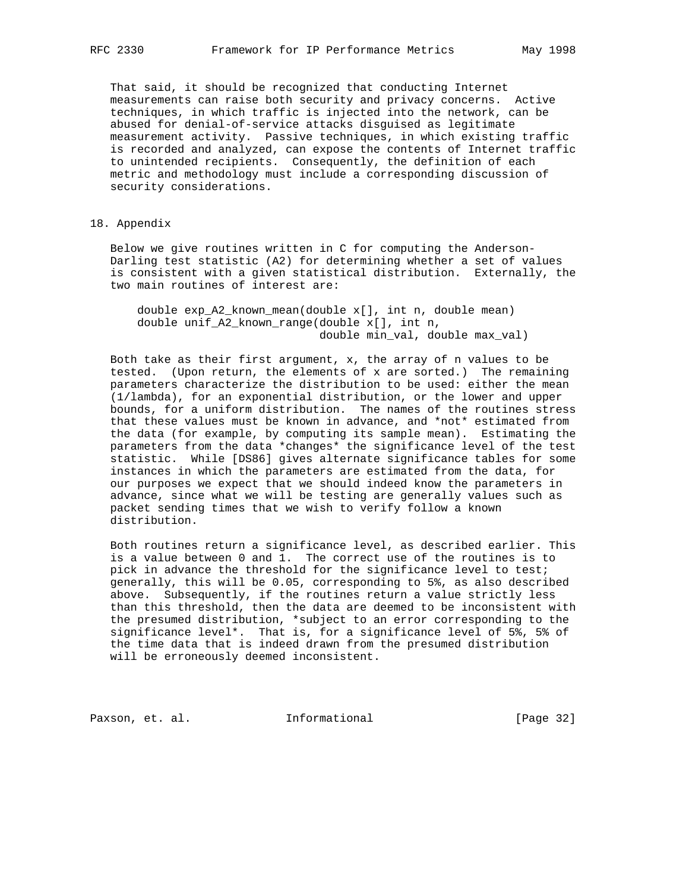That said, it should be recognized that conducting Internet measurements can raise both security and privacy concerns. Active techniques, in which traffic is injected into the network, can be abused for denial-of-service attacks disguised as legitimate measurement activity. Passive techniques, in which existing traffic is recorded and analyzed, can expose the contents of Internet traffic to unintended recipients. Consequently, the definition of each metric and methodology must include a corresponding discussion of security considerations.

## 18. Appendix

Below we give routines written in C for computing the Anderson-Darling test statistic (A2) for determining whether a set of values is consistent with a given statistical distribution. Externally, the two main routines of interest are:

```
double exp_A2_known_mean(double x[], int n, double mean)
double unif_A2_known_range(double x[], int n,
                           double min_val, double max_val)
```

Both take as their first argument, x, the array of n values to be tested. (Upon return, the elements of x are sorted.) The remaining parameters characterize the distribution to be used: either the mean (1/lambda), for an exponential distribution, or the lower and upper bounds, for a uniform distribution. The names of the routines stress that these values must be known in advance, and *not* estimated from the data (for example, by computing its sample mean). Estimating the parameters from the data *changes* the significance level of the test statistic. While [DS86] gives alternate significance tables for some instances in which the parameters are estimated from the data, for our purposes we expect that we should indeed know the parameters in advance, since what we will be testing are generally values such as packet sending times that we wish to verify follow a known distribution.

Both routines return a significance level, as described earlier. This is a value between 0 and 1. The correct use of the routines is to pick in advance the threshold for the significance level to test; generally, this will be 0.05, corresponding to 5%, as also described above. Subsequently, if the routines return a value strictly less than this threshold, then the data are deemed to be inconsistent with the presumed distribution, *subject to an error corresponding to the significance level*. That is, for a significance level of 5%, 5% of the time data that is indeed drawn from the presumed distribution will be erroneously deemed inconsistent.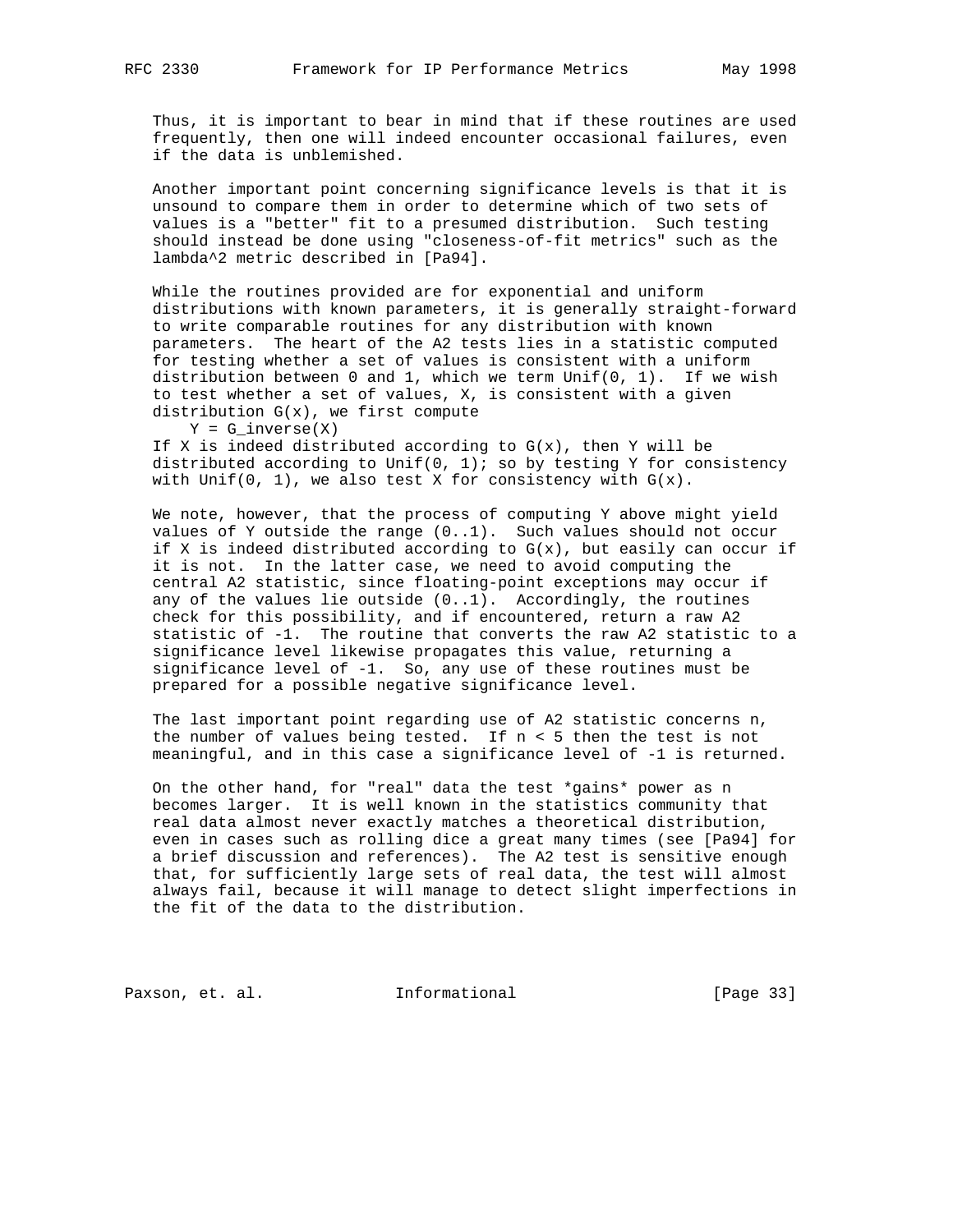Thus, it is important to bear in mind that if these routines are used frequently, then one will indeed encounter occasional failures, even if the data is unblemished.

Another important point concerning significance levels is that it is unsound to compare them in order to determine which of two sets of values is a "better" fit to a presumed distribution. Such testing should instead be done using "closeness-of-fit metrics" such as the lambda^2 metric described in [Pa94].

While the routines provided are for exponential and uniform distributions with known parameters, it is generally straight-forward to write comparable routines for any distribution with known parameters. The heart of the A2 tests lies in a statistic computed for testing whether a set of values is consistent with a uniform distribution between 0 and 1, which we term Unif(0, 1). If we wish to test whether a set of values, X, is consistent with a given distribution G(x), we first compute

```
Y = G_inverse(X)
```

If X is indeed distributed according to G(x), then Y will be distributed according to Unif(0, 1); so by testing Y for consistency with Unif(0, 1), we also test X for consistency with G(x).

We note, however, that the process of computing Y above might yield values of Y outside the range (0..1). Such values should not occur if X is indeed distributed according to G(x), but easily can occur if it is not. In the latter case, we need to avoid computing the central A2 statistic, since floating-point exceptions may occur if any of the values lie outside (0..1). Accordingly, the routines check for this possibility, and if encountered, return a raw A2 statistic of -1. The routine that converts the raw A2 statistic to a significance level likewise propagates this value, returning a significance level of -1. So, any use of these routines must be prepared for a possible negative significance level.

The last important point regarding use of A2 statistic concerns n, the number of values being tested. If n < 5 then the test is not meaningful, and in this case a significance level of -1 is returned.

On the other hand, for "real" data the test *gains* power as n becomes larger. It is well known in the statistics community that real data almost never exactly matches a theoretical distribution, even in cases such as rolling dice a great many times (see [Pa94] for a brief discussion and references). The A2 test is sensitive enough that, for sufficiently large sets of real data, the test will almost always fail, because it will manage to detect slight imperfections in the fit of the data to the distribution.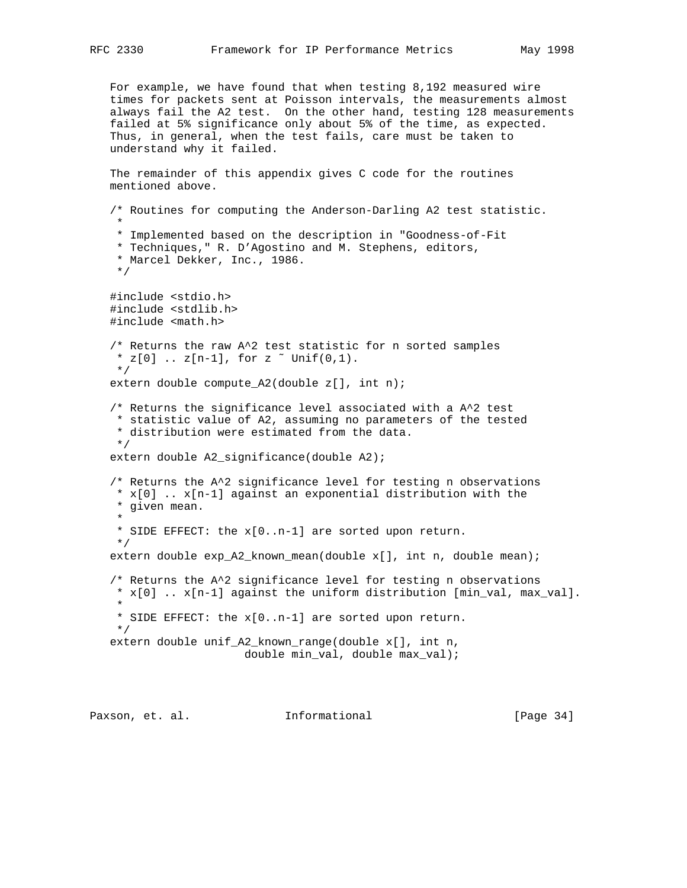For example, we have found that when testing 8,192 measured wire times for packets sent at Poisson intervals, the measurements almost always fail the A2 test. On the other hand, testing 128 measurements failed at 5% significance only about 5% of the time, as expected. Thus, in general, when the test fails, care must be taken to understand why it failed.

The remainder of this appendix gives C code for the routines mentioned above.

```
/* Routines for computing the Anderson-Darling A2 test statistic.
 *
 * Implemented based on the description in "Goodness-of-Fit
 * Techniques," R. D'Agostino and M. Stephens, editors,
 * Marcel Dekker, Inc., 1986.
 */

#include <stdio.h>
#include <stdlib.h>
#include <math.h>

/* Returns the raw A^2 test statistic for n sorted samples
 * z[0] .. z[n-1], for z ~ Unif(0,1).
 */
extern double compute_A2(double z[], int n);

/* Returns the significance level associated with a A^2 test
 * statistic value of A2, assuming no parameters of the tested
 * distribution were estimated from the data.
 */
extern double A2_significance(double A2);

/* Returns the A^2 significance level for testing n observations
 * x[0] .. x[n-1] against an exponential distribution with the
 * given mean.
 *
 * SIDE EFFECT: the x[0..n-1] are sorted upon return.
 */
extern double exp_A2_known_mean(double x[], int n, double mean);

/* Returns the A^2 significance level for testing n observations
 * x[0] .. x[n-1] against the uniform distribution [min_val, max_val].
 *
 * SIDE EFFECT: the x[0..n-1] are sorted upon return.
 */
extern double unif_A2_known_range(double x[], int n,
                    double min_val, double max_val);
```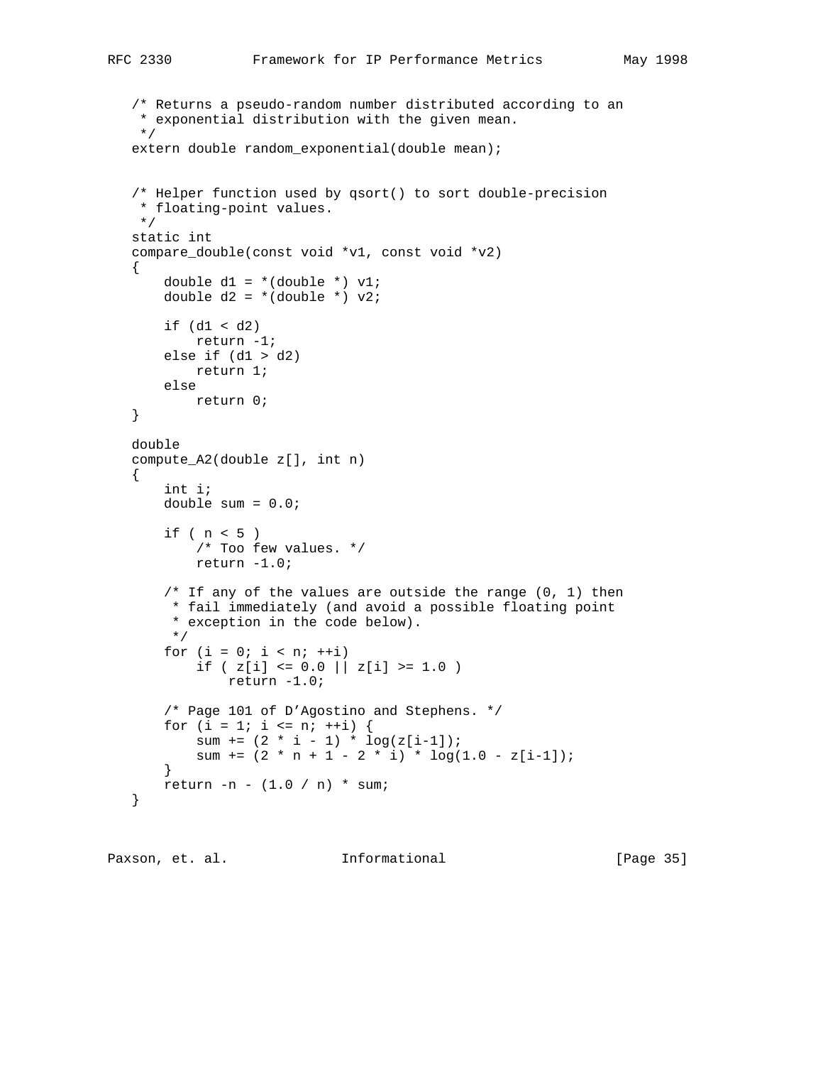```
/* Returns a pseudo-random number distributed according to an
 * exponential distribution with the given mean.
 */
extern double random_exponential(double mean);


/* Helper function used by qsort() to sort double-precision
 * floating-point values.
 */
static int
compare_double(const void *v1, const void *v2)
{
    double d1 = *(double *) v1;
    double d2 = *(double *) v2;

    if (d1 < d2)
        return -1;
    else if (d1 > d2)
        return 1;
    else
        return 0;
}

double
compute_A2(double z[], int n)
{
    int i;
    double sum = 0.0;

    if ( n < 5 )
        /* Too few values. */
        return -1.0;

    /* If any of the values are outside the range (0, 1) then
     * fail immediately (and avoid a possible floating point
     * exception in the code below).
     */
    for (i = 0; i < n; ++i)
        if ( z[i] <= 0.0 || z[i] >= 1.0 )
            return -1.0;

    /* Page 101 of D'Agostino and Stephens. */
    for (i = 1; i <= n; ++i) {
        sum += (2 * i - 1) * log(z[i-1]);
        sum += (2 * n + 1 - 2 * i) * log(1.0 - z[i-1]);
    }
    return -n - (1.0 / n) * sum;
}
```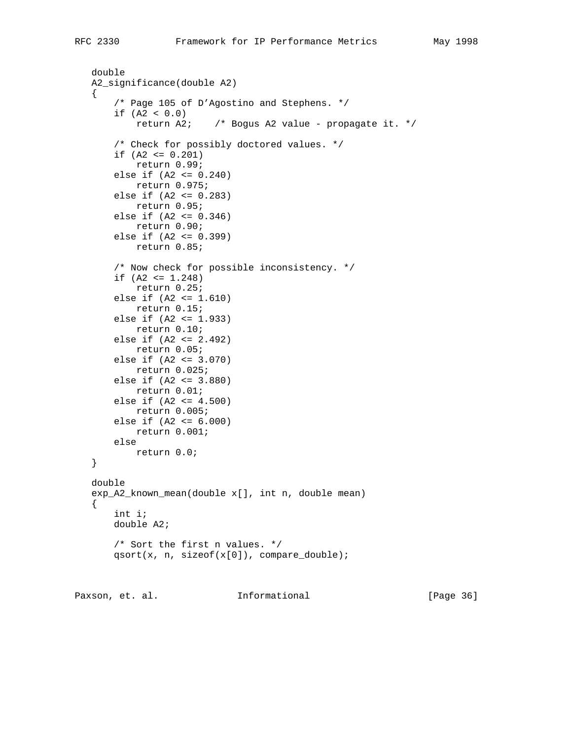```
double
A2_significance(double A2)
{
    /* Page 105 of D'Agostino and Stephens. */
    if (A2 < 0.0)
        return A2;    /* Bogus A2 value - propagate it. */

    /* Check for possibly doctored values. */
    if (A2 <= 0.201)
        return 0.99;
    else if (A2 <= 0.240)
        return 0.975;
    else if (A2 <= 0.283)
        return 0.95;
    else if (A2 <= 0.346)
        return 0.90;
    else if (A2 <= 0.399)
        return 0.85;

    /* Now check for possible inconsistency. */
    if (A2 <= 1.248)
        return 0.25;
    else if (A2 <= 1.610)
        return 0.15;
    else if (A2 <= 1.933)
        return 0.10;
    else if (A2 <= 2.492)
        return 0.05;
    else if (A2 <= 3.070)
        return 0.025;
    else if (A2 <= 3.880)
        return 0.01;
    else if (A2 <= 4.500)
        return 0.005;
    else if (A2 <= 6.000)
        return 0.001;
    else
        return 0.0;
}

double
exp_A2_known_mean(double x[], int n, double mean)
{
    int i;
    double A2;

    /* Sort the first n values. */
    qsort(x, n, sizeof(x[0]), compare_double);
```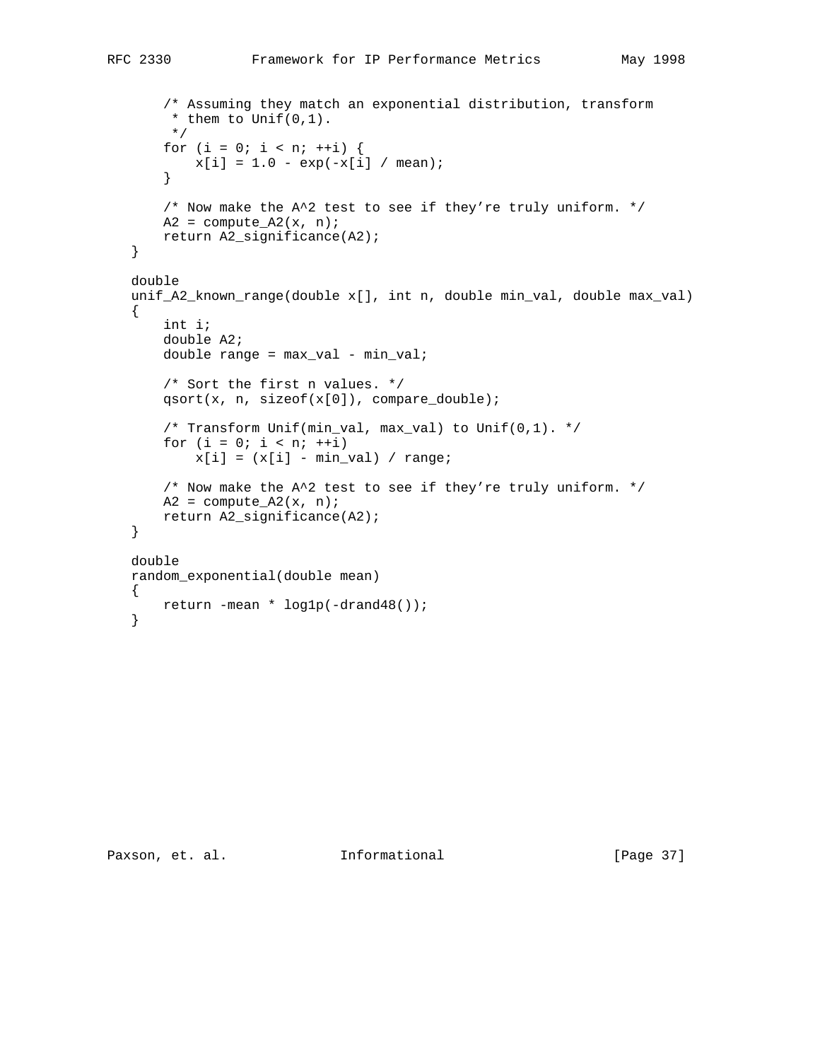```
    /* Assuming they match an exponential distribution, transform
     * them to Unif(0,1).
     */
    for (i = 0; i < n; ++i) {
        x[i] = 1.0 - exp(-x[i] / mean);
    }

    /* Now make the A^2 test to see if they're truly uniform. */
    A2 = compute_A2(x, n);
    return A2_significance(A2);
}

double
unif_A2_known_range(double x[], int n, double min_val, double max_val)
{
    int i;
    double A2;
    double range = max_val - min_val;

    /* Sort the first n values. */
    qsort(x, n, sizeof(x[0]), compare_double);

    /* Transform Unif(min_val, max_val) to Unif(0,1). */
    for (i = 0; i < n; ++i)
        x[i] = (x[i] - min_val) / range;

    /* Now make the A^2 test to see if they're truly uniform. */
    A2 = compute_A2(x, n);
    return A2_significance(A2);
}

double
random_exponential(double mean)
{
    return -mean * log1p(-drand48());
}
```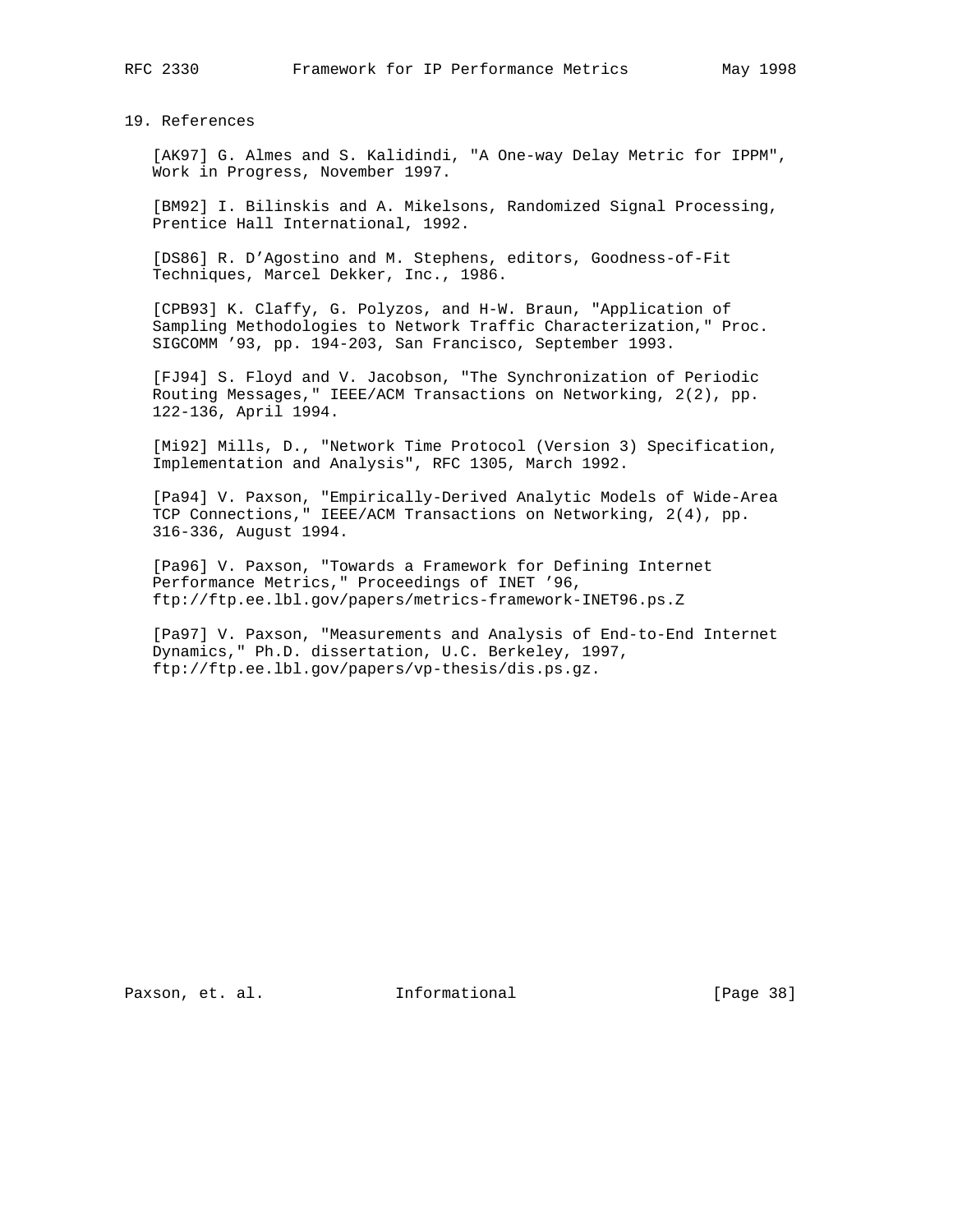## 19. References

[AK97] G. Almes and S. Kalidindi, "A One-way Delay Metric for IPPM", Work in Progress, November 1997.

[BM92] I. Bilinskis and A. Mikelsons, Randomized Signal Processing, Prentice Hall International, 1992.

[DS86] R. D'Agostino and M. Stephens, editors, Goodness-of-Fit Techniques, Marcel Dekker, Inc., 1986.

[CPB93] K. Claffy, G. Polyzos, and H-W. Braun, "Application of Sampling Methodologies to Network Traffic Characterization," Proc. SIGCOMM '93, pp. 194-203, San Francisco, September 1993.

[FJ94] S. Floyd and V. Jacobson, "The Synchronization of Periodic Routing Messages," IEEE/ACM Transactions on Networking, 2(2), pp. 122-136, April 1994.

[Mi92] Mills, D., "Network Time Protocol (Version 3) Specification, Implementation and Analysis", RFC 1305, March 1992.

[Pa94] V. Paxson, "Empirically-Derived Analytic Models of Wide-Area TCP Connections," IEEE/ACM Transactions on Networking, 2(4), pp. 316-336, August 1994.

[Pa96] V. Paxson, "Towards a Framework for Defining Internet Performance Metrics," Proceedings of INET '96, ftp://ftp.ee.lbl.gov/papers/metrics-framework-INET96.ps.Z

[Pa97] V. Paxson, "Measurements and Analysis of End-to-End Internet Dynamics," Ph.D. dissertation, U.C. Berkeley, 1997, ftp://ftp.ee.lbl.gov/papers/vp-thesis/dis.ps.gz.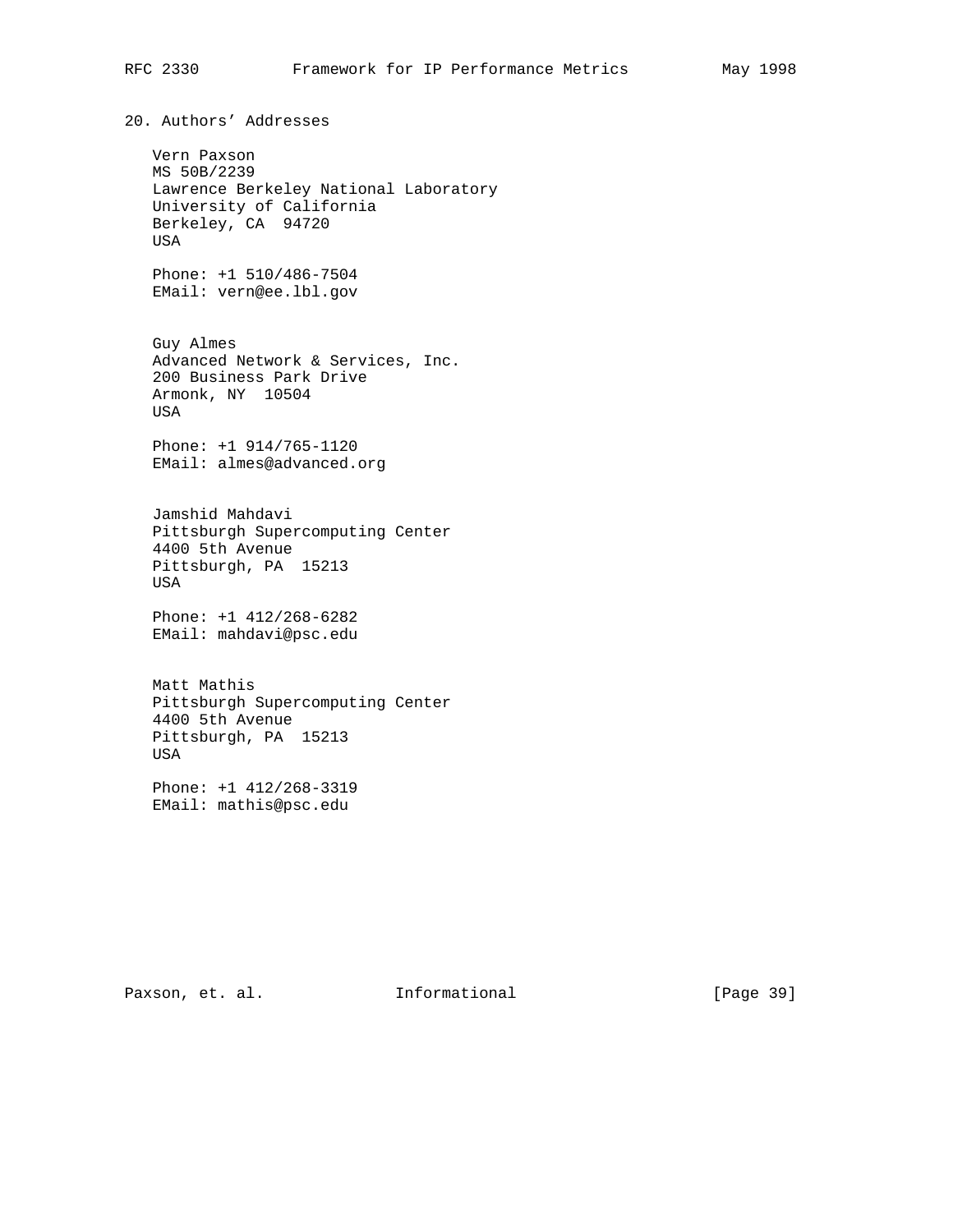## 20. Authors' Addresses

Vern Paxson
MS 50B/2239
Lawrence Berkeley National Laboratory
University of California
Berkeley, CA 94720
USA

Phone: +1 510/486-7504
EMail: vern@ee.lbl.gov

Guy Almes
Advanced Network & Services, Inc.
200 Business Park Drive
Armonk, NY 10504
USA

Phone: +1 914/765-1120
EMail: almes@advanced.org

Jamshid Mahdavi
Pittsburgh Supercomputing Center
4400 5th Avenue
Pittsburgh, PA 15213
USA

Phone: +1 412/268-6282
EMail: mahdavi@psc.edu

Matt Mathis
Pittsburgh Supercomputing Center
4400 5th Avenue
Pittsburgh, PA 15213
USA

Phone: +1 412/268-3319
EMail: mathis@psc.edu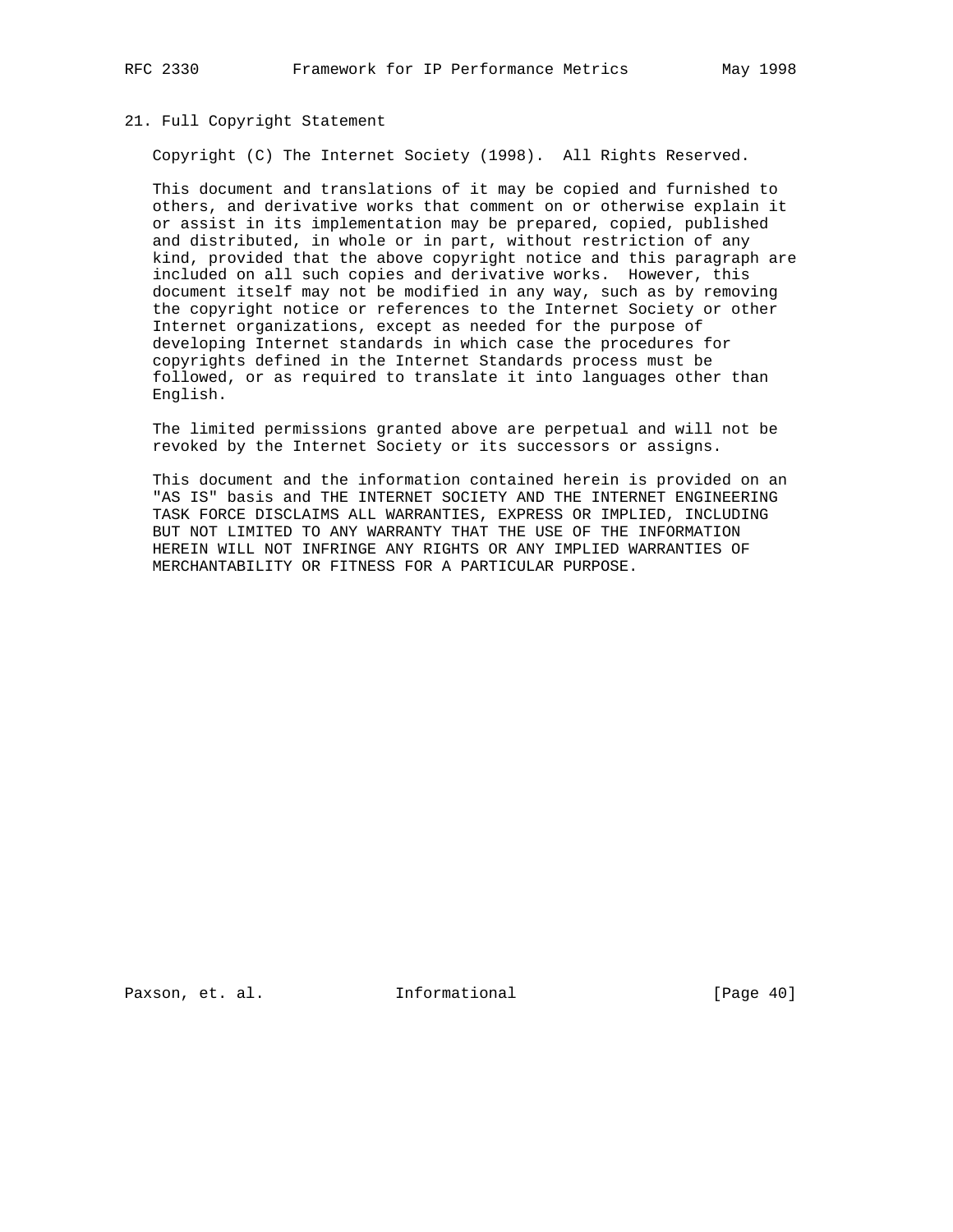## 21. Full Copyright Statement

Copyright (C) The Internet Society (1998). All Rights Reserved.

This document and translations of it may be copied and furnished to others, and derivative works that comment on or otherwise explain it or assist in its implementation may be prepared, copied, published and distributed, in whole or in part, without restriction of any kind, provided that the above copyright notice and this paragraph are included on all such copies and derivative works. However, this document itself may not be modified in any way, such as by removing the copyright notice or references to the Internet Society or other Internet organizations, except as needed for the purpose of developing Internet standards in which case the procedures for copyrights defined in the Internet Standards process must be followed, or as required to translate it into languages other than English.

The limited permissions granted above are perpetual and will not be revoked by the Internet Society or its successors or assigns.

This document and the information contained herein is provided on an "AS IS" basis and THE INTERNET SOCIETY AND THE INTERNET ENGINEERING TASK FORCE DISCLAIMS ALL WARRANTIES, EXPRESS OR IMPLIED, INCLUDING BUT NOT LIMITED TO ANY WARRANTY THAT THE USE OF THE INFORMATION HEREIN WILL NOT INFRINGE ANY RIGHTS OR ANY IMPLIED WARRANTIES OF MERCHANTABILITY OR FITNESS FOR A PARTICULAR PURPOSE.